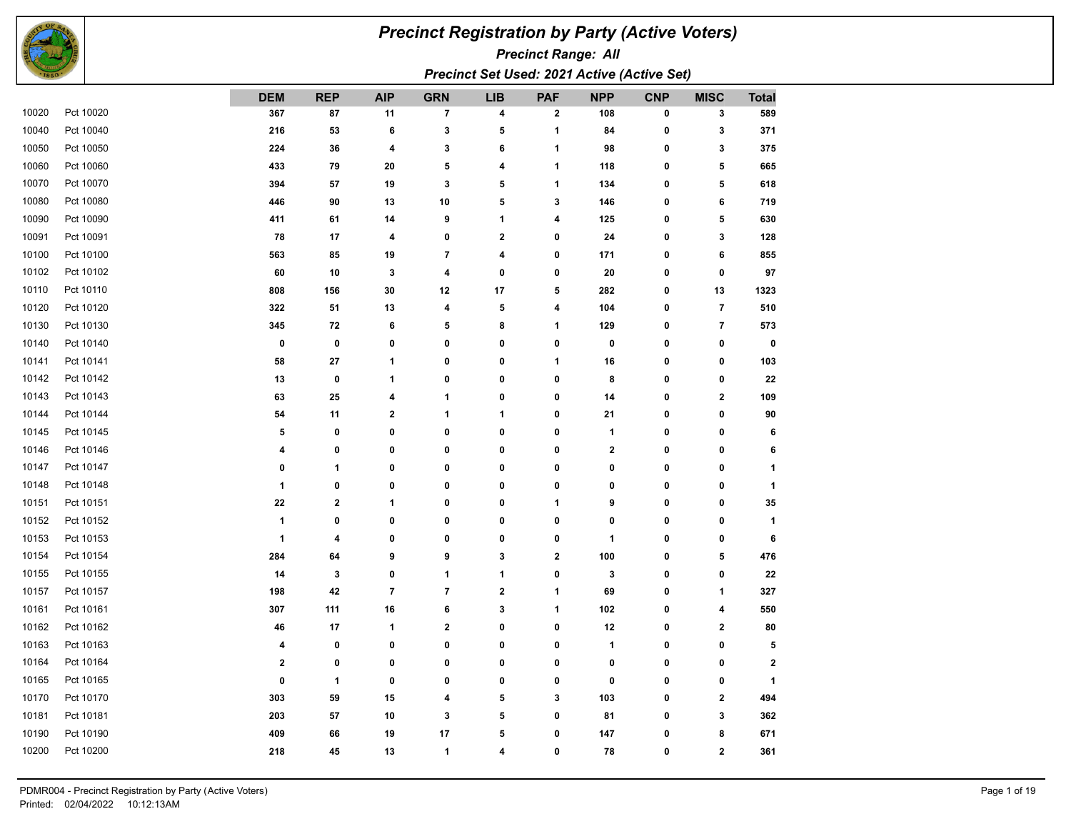# Precinct Registration by Party (Active Voters)

**Precinct Range: All**

**Precinct Set Used: 2021 Active (Active Set)**

| | | DEM | REP | AIP | GRN | LIB | PAF | NPP | CNP | MISC | Total |
|---|---|---|---|---|---|---|---|---|---|---|---|
| 10020 | Pct 10020 | 367 | 87 | 11 | 7 | 4 | 2 | 108 | 0 | 3 | 589 |
| 10040 | Pct 10040 | 216 | 53 | 6 | 3 | 5 | 1 | 84 | 0 | 3 | 371 |
| 10050 | Pct 10050 | 224 | 36 | 4 | 3 | 6 | 1 | 98 | 0 | 3 | 375 |
| 10060 | Pct 10060 | 433 | 79 | 20 | 5 | 4 | 1 | 118 | 0 | 5 | 665 |
| 10070 | Pct 10070 | 394 | 57 | 19 | 3 | 5 | 1 | 134 | 0 | 5 | 618 |
| 10080 | Pct 10080 | 446 | 90 | 13 | 10 | 5 | 3 | 146 | 0 | 6 | 719 |
| 10090 | Pct 10090 | 411 | 61 | 14 | 9 | 1 | 4 | 125 | 0 | 5 | 630 |
| 10091 | Pct 10091 | 78 | 17 | 4 | 0 | 2 | 0 | 24 | 0 | 3 | 128 |
| 10100 | Pct 10100 | 563 | 85 | 19 | 7 | 4 | 0 | 171 | 0 | 6 | 855 |
| 10102 | Pct 10102 | 60 | 10 | 3 | 4 | 0 | 0 | 20 | 0 | 0 | 97 |
| 10110 | Pct 10110 | 808 | 156 | 30 | 12 | 17 | 5 | 282 | 0 | 13 | 1323 |
| 10120 | Pct 10120 | 322 | 51 | 13 | 4 | 5 | 4 | 104 | 0 | 7 | 510 |
| 10130 | Pct 10130 | 345 | 72 | 6 | 5 | 8 | 1 | 129 | 0 | 7 | 573 |
| 10140 | Pct 10140 | 0 | 0 | 0 | 0 | 0 | 0 | 0 | 0 | 0 | 0 |
| 10141 | Pct 10141 | 58 | 27 | 1 | 0 | 0 | 1 | 16 | 0 | 0 | 103 |
| 10142 | Pct 10142 | 13 | 0 | 1 | 0 | 0 | 0 | 8 | 0 | 0 | 22 |
| 10143 | Pct 10143 | 63 | 25 | 4 | 1 | 0 | 0 | 14 | 0 | 2 | 109 |
| 10144 | Pct 10144 | 54 | 11 | 2 | 1 | 1 | 0 | 21 | 0 | 0 | 90 |
| 10145 | Pct 10145 | 5 | 0 | 0 | 0 | 0 | 0 | 1 | 0 | 0 | 6 |
| 10146 | Pct 10146 | 4 | 0 | 0 | 0 | 0 | 0 | 2 | 0 | 0 | 6 |
| 10147 | Pct 10147 | 0 | 1 | 0 | 0 | 0 | 0 | 0 | 0 | 0 | 1 |
| 10148 | Pct 10148 | 1 | 0 | 0 | 0 | 0 | 0 | 0 | 0 | 0 | 1 |
| 10151 | Pct 10151 | 22 | 2 | 1 | 0 | 0 | 1 | 9 | 0 | 0 | 35 |
| 10152 | Pct 10152 | 1 | 0 | 0 | 0 | 0 | 0 | 0 | 0 | 0 | 1 |
| 10153 | Pct 10153 | 1 | 4 | 0 | 0 | 0 | 0 | 1 | 0 | 0 | 6 |
| 10154 | Pct 10154 | 284 | 64 | 9 | 9 | 3 | 2 | 100 | 0 | 5 | 476 |
| 10155 | Pct 10155 | 14 | 3 | 0 | 1 | 1 | 0 | 3 | 0 | 0 | 22 |
| 10157 | Pct 10157 | 198 | 42 | 7 | 7 | 2 | 1 | 69 | 0 | 1 | 327 |
| 10161 | Pct 10161 | 307 | 111 | 16 | 6 | 3 | 1 | 102 | 0 | 4 | 550 |
| 10162 | Pct 10162 | 46 | 17 | 1 | 2 | 0 | 0 | 12 | 0 | 2 | 80 |
| 10163 | Pct 10163 | 4 | 0 | 0 | 0 | 0 | 0 | 1 | 0 | 0 | 5 |
| 10164 | Pct 10164 | 2 | 0 | 0 | 0 | 0 | 0 | 0 | 0 | 0 | 2 |
| 10165 | Pct 10165 | 0 | 1 | 0 | 0 | 0 | 0 | 0 | 0 | 0 | 1 |
| 10170 | Pct 10170 | 303 | 59 | 15 | 4 | 5 | 3 | 103 | 0 | 2 | 494 |
| 10181 | Pct 10181 | 203 | 57 | 10 | 3 | 5 | 0 | 81 | 0 | 3 | 362 |
| 10190 | Pct 10190 | 409 | 66 | 19 | 17 | 5 | 0 | 147 | 0 | 8 | 671 |
| 10200 | Pct 10200 | 218 | 45 | 13 | 1 | 4 | 0 | 78 | 0 | 2 | 361 |

PDMR004 - Precinct Registration by Party (Active Voters)
Printed: 02/04/2022 10:12:13AM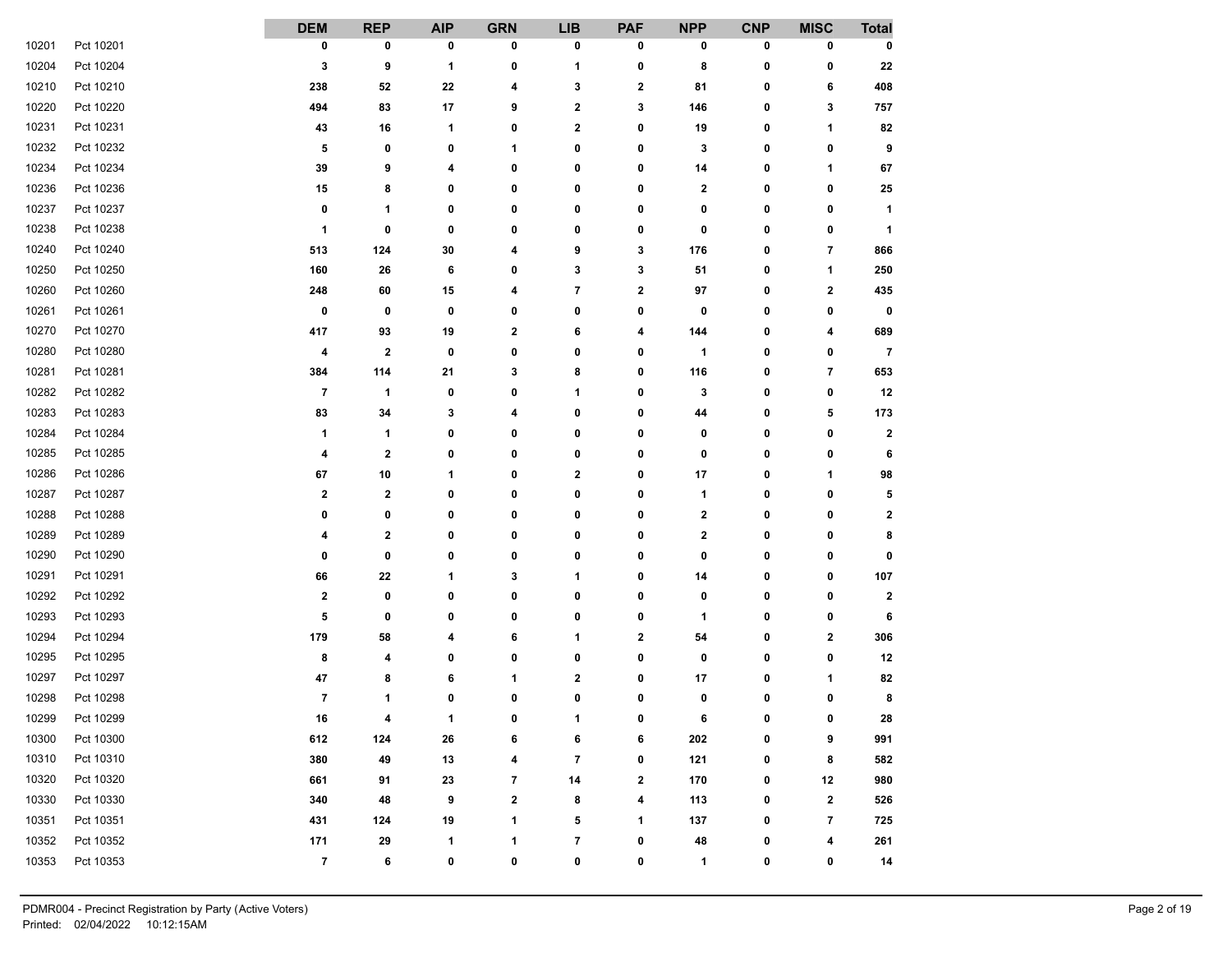| | | DEM | REP | AIP | GRN | LIB | PAF | NPP | CNP | MISC | Total |
|---|---|---|---|---|---|---|---|---|---|---|---|
| 10201 | Pct 10201 | 0 | 0 | 0 | 0 | 0 | 0 | 0 | 0 | 0 | 0 |
| 10204 | Pct 10204 | 3 | 9 | 1 | 0 | 1 | 0 | 8 | 0 | 0 | 22 |
| 10210 | Pct 10210 | 238 | 52 | 22 | 4 | 3 | 2 | 81 | 0 | 6 | 408 |
| 10220 | Pct 10220 | 494 | 83 | 17 | 9 | 2 | 3 | 146 | 0 | 3 | 757 |
| 10231 | Pct 10231 | 43 | 16 | 1 | 0 | 2 | 0 | 19 | 0 | 1 | 82 |
| 10232 | Pct 10232 | 5 | 0 | 0 | 1 | 0 | 0 | 3 | 0 | 0 | 9 |
| 10234 | Pct 10234 | 39 | 9 | 4 | 0 | 0 | 0 | 14 | 0 | 1 | 67 |
| 10236 | Pct 10236 | 15 | 8 | 0 | 0 | 0 | 0 | 2 | 0 | 0 | 25 |
| 10237 | Pct 10237 | 0 | 1 | 0 | 0 | 0 | 0 | 0 | 0 | 0 | 1 |
| 10238 | Pct 10238 | 1 | 0 | 0 | 0 | 0 | 0 | 0 | 0 | 0 | 1 |
| 10240 | Pct 10240 | 513 | 124 | 30 | 4 | 9 | 3 | 176 | 0 | 7 | 866 |
| 10250 | Pct 10250 | 160 | 26 | 6 | 0 | 3 | 3 | 51 | 0 | 1 | 250 |
| 10260 | Pct 10260 | 248 | 60 | 15 | 4 | 7 | 2 | 97 | 0 | 2 | 435 |
| 10261 | Pct 10261 | 0 | 0 | 0 | 0 | 0 | 0 | 0 | 0 | 0 | 0 |
| 10270 | Pct 10270 | 417 | 93 | 19 | 2 | 6 | 4 | 144 | 0 | 4 | 689 |
| 10280 | Pct 10280 | 4 | 2 | 0 | 0 | 0 | 0 | 1 | 0 | 0 | 7 |
| 10281 | Pct 10281 | 384 | 114 | 21 | 3 | 8 | 0 | 116 | 0 | 7 | 653 |
| 10282 | Pct 10282 | 7 | 1 | 0 | 0 | 1 | 0 | 3 | 0 | 0 | 12 |
| 10283 | Pct 10283 | 83 | 34 | 3 | 4 | 0 | 0 | 44 | 0 | 5 | 173 |
| 10284 | Pct 10284 | 1 | 1 | 0 | 0 | 0 | 0 | 0 | 0 | 0 | 2 |
| 10285 | Pct 10285 | 4 | 2 | 0 | 0 | 0 | 0 | 0 | 0 | 0 | 6 |
| 10286 | Pct 10286 | 67 | 10 | 1 | 0 | 2 | 0 | 17 | 0 | 1 | 98 |
| 10287 | Pct 10287 | 2 | 2 | 0 | 0 | 0 | 0 | 1 | 0 | 0 | 5 |
| 10288 | Pct 10288 | 0 | 0 | 0 | 0 | 0 | 0 | 2 | 0 | 0 | 2 |
| 10289 | Pct 10289 | 4 | 2 | 0 | 0 | 0 | 0 | 2 | 0 | 0 | 8 |
| 10290 | Pct 10290 | 0 | 0 | 0 | 0 | 0 | 0 | 0 | 0 | 0 | 0 |
| 10291 | Pct 10291 | 66 | 22 | 1 | 3 | 1 | 0 | 14 | 0 | 0 | 107 |
| 10292 | Pct 10292 | 2 | 0 | 0 | 0 | 0 | 0 | 0 | 0 | 0 | 2 |
| 10293 | Pct 10293 | 5 | 0 | 0 | 0 | 0 | 0 | 1 | 0 | 0 | 6 |
| 10294 | Pct 10294 | 179 | 58 | 4 | 6 | 1 | 2 | 54 | 0 | 2 | 306 |
| 10295 | Pct 10295 | 8 | 4 | 0 | 0 | 0 | 0 | 0 | 0 | 0 | 12 |
| 10297 | Pct 10297 | 47 | 8 | 6 | 1 | 2 | 0 | 17 | 0 | 1 | 82 |
| 10298 | Pct 10298 | 7 | 1 | 0 | 0 | 0 | 0 | 0 | 0 | 0 | 8 |
| 10299 | Pct 10299 | 16 | 4 | 1 | 0 | 1 | 0 | 6 | 0 | 0 | 28 |
| 10300 | Pct 10300 | 612 | 124 | 26 | 6 | 6 | 6 | 202 | 0 | 9 | 991 |
| 10310 | Pct 10310 | 380 | 49 | 13 | 4 | 7 | 0 | 121 | 0 | 8 | 582 |
| 10320 | Pct 10320 | 661 | 91 | 23 | 7 | 14 | 2 | 170 | 0 | 12 | 980 |
| 10330 | Pct 10330 | 340 | 48 | 9 | 2 | 8 | 4 | 113 | 0 | 2 | 526 |
| 10351 | Pct 10351 | 431 | 124 | 19 | 1 | 5 | 1 | 137 | 0 | 7 | 725 |
| 10352 | Pct 10352 | 171 | 29 | 1 | 1 | 7 | 0 | 48 | 0 | 4 | 261 |
| 10353 | Pct 10353 | 7 | 6 | 0 | 0 | 0 | 0 | 1 | 0 | 0 | 14 |

PDMR004 - Precinct Registration by Party (Active Voters)
Printed: 02/04/2022 10:12:15AM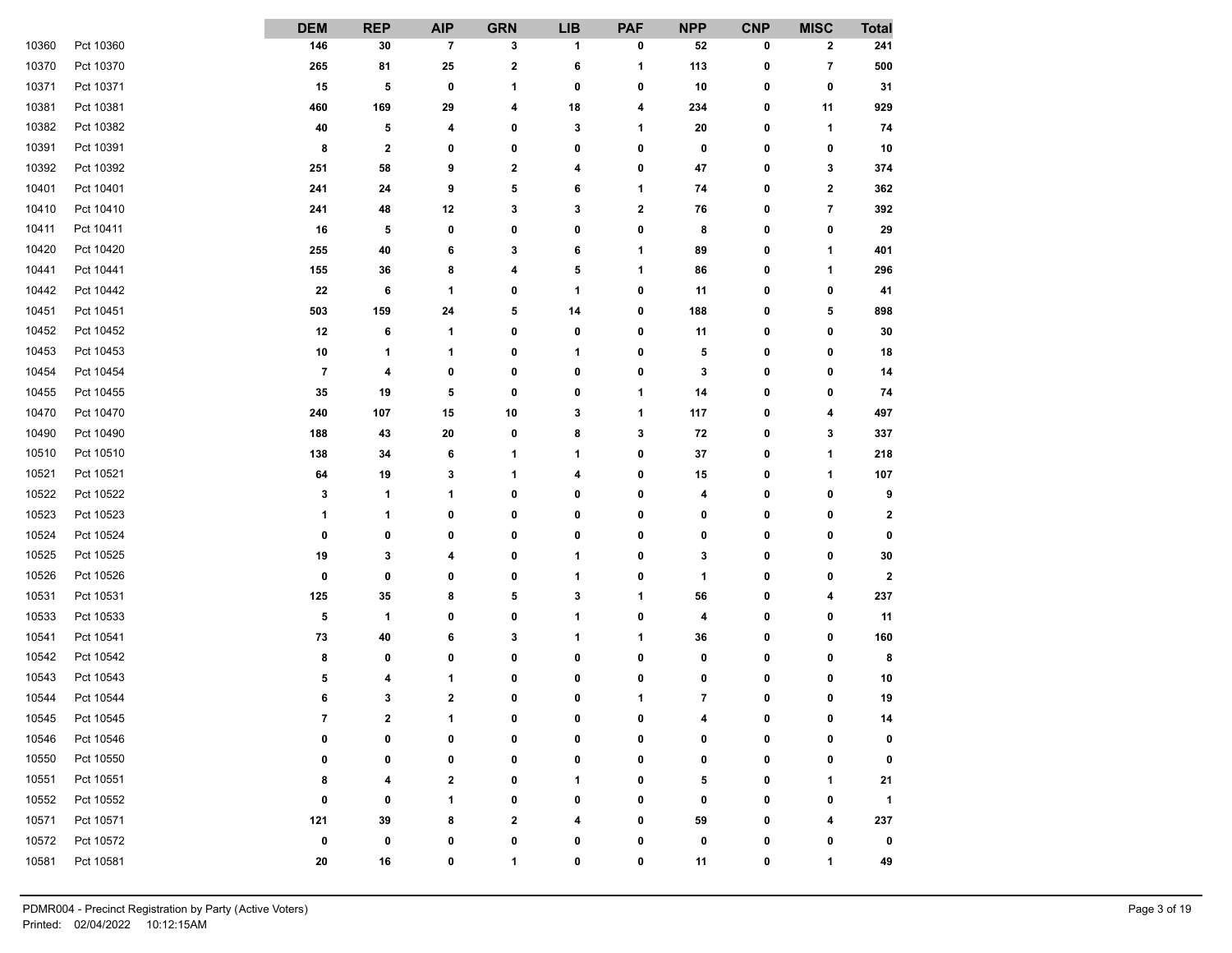| | | DEM | REP | AIP | GRN | LIB | PAF | NPP | CNP | MISC | Total |
|---|---|---|---|---|---|---|---|---|---|---|---|
| 10360 | Pct 10360 | 146 | 30 | 7 | 3 | 1 | 0 | 52 | 0 | 2 | 241 |
| 10370 | Pct 10370 | 265 | 81 | 25 | 2 | 6 | 1 | 113 | 0 | 7 | 500 |
| 10371 | Pct 10371 | 15 | 5 | 0 | 1 | 0 | 0 | 10 | 0 | 0 | 31 |
| 10381 | Pct 10381 | 460 | 169 | 29 | 4 | 18 | 4 | 234 | 0 | 11 | 929 |
| 10382 | Pct 10382 | 40 | 5 | 4 | 0 | 3 | 1 | 20 | 0 | 1 | 74 |
| 10391 | Pct 10391 | 8 | 2 | 0 | 0 | 0 | 0 | 0 | 0 | 0 | 10 |
| 10392 | Pct 10392 | 251 | 58 | 9 | 2 | 4 | 0 | 47 | 0 | 3 | 374 |
| 10401 | Pct 10401 | 241 | 24 | 9 | 5 | 6 | 1 | 74 | 0 | 2 | 362 |
| 10410 | Pct 10410 | 241 | 48 | 12 | 3 | 3 | 2 | 76 | 0 | 7 | 392 |
| 10411 | Pct 10411 | 16 | 5 | 0 | 0 | 0 | 0 | 8 | 0 | 0 | 29 |
| 10420 | Pct 10420 | 255 | 40 | 6 | 3 | 6 | 1 | 89 | 0 | 1 | 401 |
| 10441 | Pct 10441 | 155 | 36 | 8 | 4 | 5 | 1 | 86 | 0 | 1 | 296 |
| 10442 | Pct 10442 | 22 | 6 | 1 | 0 | 1 | 0 | 11 | 0 | 0 | 41 |
| 10451 | Pct 10451 | 503 | 159 | 24 | 5 | 14 | 0 | 188 | 0 | 5 | 898 |
| 10452 | Pct 10452 | 12 | 6 | 1 | 0 | 0 | 0 | 11 | 0 | 0 | 30 |
| 10453 | Pct 10453 | 10 | 1 | 1 | 0 | 1 | 0 | 5 | 0 | 0 | 18 |
| 10454 | Pct 10454 | 7 | 4 | 0 | 0 | 0 | 0 | 3 | 0 | 0 | 14 |
| 10455 | Pct 10455 | 35 | 19 | 5 | 0 | 0 | 1 | 14 | 0 | 0 | 74 |
| 10470 | Pct 10470 | 240 | 107 | 15 | 10 | 3 | 1 | 117 | 0 | 4 | 497 |
| 10490 | Pct 10490 | 188 | 43 | 20 | 0 | 8 | 3 | 72 | 0 | 3 | 337 |
| 10510 | Pct 10510 | 138 | 34 | 6 | 1 | 1 | 0 | 37 | 0 | 1 | 218 |
| 10521 | Pct 10521 | 64 | 19 | 3 | 1 | 4 | 0 | 15 | 0 | 1 | 107 |
| 10522 | Pct 10522 | 3 | 1 | 1 | 0 | 0 | 0 | 4 | 0 | 0 | 9 |
| 10523 | Pct 10523 | 1 | 1 | 0 | 0 | 0 | 0 | 0 | 0 | 0 | 2 |
| 10524 | Pct 10524 | 0 | 0 | 0 | 0 | 0 | 0 | 0 | 0 | 0 | 0 |
| 10525 | Pct 10525 | 19 | 3 | 4 | 0 | 1 | 0 | 3 | 0 | 0 | 30 |
| 10526 | Pct 10526 | 0 | 0 | 0 | 0 | 1 | 0 | 1 | 0 | 0 | 2 |
| 10531 | Pct 10531 | 125 | 35 | 8 | 5 | 3 | 1 | 56 | 0 | 4 | 237 |
| 10533 | Pct 10533 | 5 | 1 | 0 | 0 | 1 | 0 | 4 | 0 | 0 | 11 |
| 10541 | Pct 10541 | 73 | 40 | 6 | 3 | 1 | 1 | 36 | 0 | 0 | 160 |
| 10542 | Pct 10542 | 8 | 0 | 0 | 0 | 0 | 0 | 0 | 0 | 0 | 8 |
| 10543 | Pct 10543 | 5 | 4 | 1 | 0 | 0 | 0 | 0 | 0 | 0 | 10 |
| 10544 | Pct 10544 | 6 | 3 | 2 | 0 | 0 | 1 | 7 | 0 | 0 | 19 |
| 10545 | Pct 10545 | 7 | 2 | 1 | 0 | 0 | 0 | 4 | 0 | 0 | 14 |
| 10546 | Pct 10546 | 0 | 0 | 0 | 0 | 0 | 0 | 0 | 0 | 0 | 0 |
| 10550 | Pct 10550 | 0 | 0 | 0 | 0 | 0 | 0 | 0 | 0 | 0 | 0 |
| 10551 | Pct 10551 | 8 | 4 | 2 | 0 | 1 | 0 | 5 | 0 | 1 | 21 |
| 10552 | Pct 10552 | 0 | 0 | 1 | 0 | 0 | 0 | 0 | 0 | 0 | 1 |
| 10571 | Pct 10571 | 121 | 39 | 8 | 2 | 4 | 0 | 59 | 0 | 4 | 237 |
| 10572 | Pct 10572 | 0 | 0 | 0 | 0 | 0 | 0 | 0 | 0 | 0 | 0 |
| 10581 | Pct 10581 | 20 | 16 | 0 | 1 | 0 | 0 | 11 | 0 | 1 | 49 |

PDMR004 - Precinct Registration by Party (Active Voters)
Printed: 02/04/2022 10:12:15AM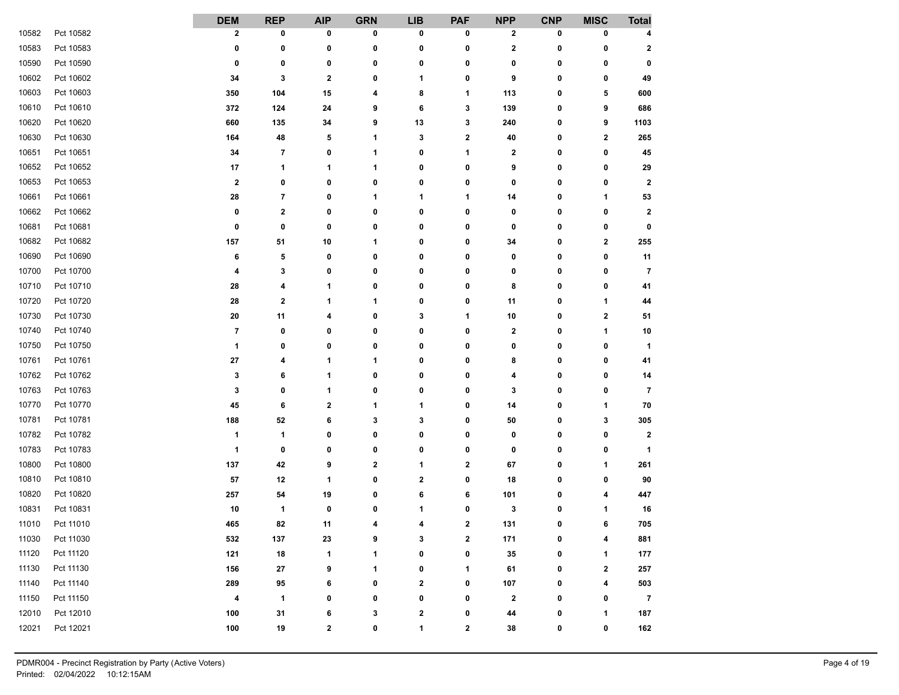| | | DEM | REP | AIP | GRN | LIB | PAF | NPP | CNP | MISC | Total |
|---|---|---|---|---|---|---|---|---|---|---|---|
| 10582 | Pct 10582 | 2 | 0 | 0 | 0 | 0 | 0 | 2 | 0 | 0 | 4 |
| 10583 | Pct 10583 | 0 | 0 | 0 | 0 | 0 | 0 | 2 | 0 | 0 | 2 |
| 10590 | Pct 10590 | 0 | 0 | 0 | 0 | 0 | 0 | 0 | 0 | 0 | 0 |
| 10602 | Pct 10602 | 34 | 3 | 2 | 0 | 1 | 0 | 9 | 0 | 0 | 49 |
| 10603 | Pct 10603 | 350 | 104 | 15 | 4 | 8 | 1 | 113 | 0 | 5 | 600 |
| 10610 | Pct 10610 | 372 | 124 | 24 | 9 | 6 | 3 | 139 | 0 | 9 | 686 |
| 10620 | Pct 10620 | 660 | 135 | 34 | 9 | 13 | 3 | 240 | 0 | 9 | 1103 |
| 10630 | Pct 10630 | 164 | 48 | 5 | 1 | 3 | 2 | 40 | 0 | 2 | 265 |
| 10651 | Pct 10651 | 34 | 7 | 0 | 1 | 0 | 1 | 2 | 0 | 0 | 45 |
| 10652 | Pct 10652 | 17 | 1 | 1 | 1 | 0 | 0 | 9 | 0 | 0 | 29 |
| 10653 | Pct 10653 | 2 | 0 | 0 | 0 | 0 | 0 | 0 | 0 | 0 | 2 |
| 10661 | Pct 10661 | 28 | 7 | 0 | 1 | 1 | 1 | 14 | 0 | 1 | 53 |
| 10662 | Pct 10662 | 0 | 2 | 0 | 0 | 0 | 0 | 0 | 0 | 0 | 2 |
| 10681 | Pct 10681 | 0 | 0 | 0 | 0 | 0 | 0 | 0 | 0 | 0 | 0 |
| 10682 | Pct 10682 | 157 | 51 | 10 | 1 | 0 | 0 | 34 | 0 | 2 | 255 |
| 10690 | Pct 10690 | 6 | 5 | 0 | 0 | 0 | 0 | 0 | 0 | 0 | 11 |
| 10700 | Pct 10700 | 4 | 3 | 0 | 0 | 0 | 0 | 0 | 0 | 0 | 7 |
| 10710 | Pct 10710 | 28 | 4 | 1 | 0 | 0 | 0 | 8 | 0 | 0 | 41 |
| 10720 | Pct 10720 | 28 | 2 | 1 | 1 | 0 | 0 | 11 | 0 | 1 | 44 |
| 10730 | Pct 10730 | 20 | 11 | 4 | 0 | 3 | 1 | 10 | 0 | 2 | 51 |
| 10740 | Pct 10740 | 7 | 0 | 0 | 0 | 0 | 0 | 2 | 0 | 1 | 10 |
| 10750 | Pct 10750 | 1 | 0 | 0 | 0 | 0 | 0 | 0 | 0 | 0 | 1 |
| 10761 | Pct 10761 | 27 | 4 | 1 | 1 | 0 | 0 | 8 | 0 | 0 | 41 |
| 10762 | Pct 10762 | 3 | 6 | 1 | 0 | 0 | 0 | 4 | 0 | 0 | 14 |
| 10763 | Pct 10763 | 3 | 0 | 1 | 0 | 0 | 0 | 3 | 0 | 0 | 7 |
| 10770 | Pct 10770 | 45 | 6 | 2 | 1 | 1 | 0 | 14 | 0 | 1 | 70 |
| 10781 | Pct 10781 | 188 | 52 | 6 | 3 | 3 | 0 | 50 | 0 | 3 | 305 |
| 10782 | Pct 10782 | 1 | 1 | 0 | 0 | 0 | 0 | 0 | 0 | 0 | 2 |
| 10783 | Pct 10783 | 1 | 0 | 0 | 0 | 0 | 0 | 0 | 0 | 0 | 1 |
| 10800 | Pct 10800 | 137 | 42 | 9 | 2 | 1 | 2 | 67 | 0 | 1 | 261 |
| 10810 | Pct 10810 | 57 | 12 | 1 | 0 | 2 | 0 | 18 | 0 | 0 | 90 |
| 10820 | Pct 10820 | 257 | 54 | 19 | 0 | 6 | 6 | 101 | 0 | 4 | 447 |
| 10831 | Pct 10831 | 10 | 1 | 0 | 0 | 1 | 0 | 3 | 0 | 1 | 16 |
| 11010 | Pct 11010 | 465 | 82 | 11 | 4 | 4 | 2 | 131 | 0 | 6 | 705 |
| 11030 | Pct 11030 | 532 | 137 | 23 | 9 | 3 | 2 | 171 | 0 | 4 | 881 |
| 11120 | Pct 11120 | 121 | 18 | 1 | 1 | 0 | 0 | 35 | 0 | 1 | 177 |
| 11130 | Pct 11130 | 156 | 27 | 9 | 1 | 0 | 1 | 61 | 0 | 2 | 257 |
| 11140 | Pct 11140 | 289 | 95 | 6 | 0 | 2 | 0 | 107 | 0 | 4 | 503 |
| 11150 | Pct 11150 | 4 | 1 | 0 | 0 | 0 | 0 | 2 | 0 | 0 | 7 |
| 12010 | Pct 12010 | 100 | 31 | 6 | 3 | 2 | 0 | 44 | 0 | 1 | 187 |
| 12021 | Pct 12021 | 100 | 19 | 2 | 0 | 1 | 2 | 38 | 0 | 0 | 162 |

PDMR004 - Precinct Registration by Party (Active Voters)
Printed: 02/04/2022 10:12:15AM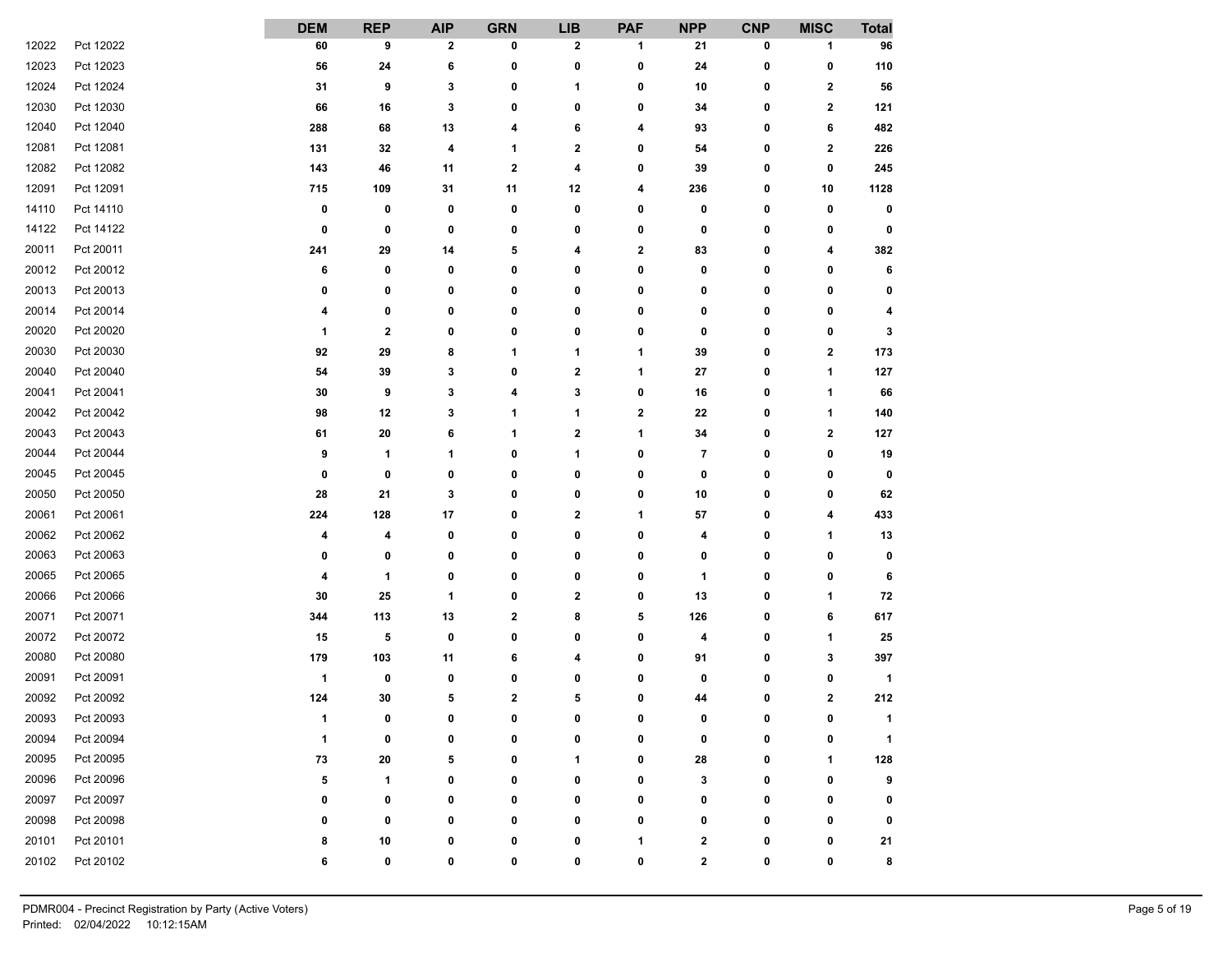| | | DEM | REP | AIP | GRN | LIB | PAF | NPP | CNP | MISC | Total |
|---|---|---|---|---|---|---|---|---|---|---|---|
| 12022 | Pct 12022 | 60 | 9 | 2 | 0 | 2 | 1 | 21 | 0 | 1 | 96 |
| 12023 | Pct 12023 | 56 | 24 | 6 | 0 | 0 | 0 | 24 | 0 | 0 | 110 |
| 12024 | Pct 12024 | 31 | 9 | 3 | 0 | 1 | 0 | 10 | 0 | 2 | 56 |
| 12030 | Pct 12030 | 66 | 16 | 3 | 0 | 0 | 0 | 34 | 0 | 2 | 121 |
| 12040 | Pct 12040 | 288 | 68 | 13 | 4 | 6 | 4 | 93 | 0 | 6 | 482 |
| 12081 | Pct 12081 | 131 | 32 | 4 | 1 | 2 | 0 | 54 | 0 | 2 | 226 |
| 12082 | Pct 12082 | 143 | 46 | 11 | 2 | 4 | 0 | 39 | 0 | 0 | 245 |
| 12091 | Pct 12091 | 715 | 109 | 31 | 11 | 12 | 4 | 236 | 0 | 10 | 1128 |
| 14110 | Pct 14110 | 0 | 0 | 0 | 0 | 0 | 0 | 0 | 0 | 0 | 0 |
| 14122 | Pct 14122 | 0 | 0 | 0 | 0 | 0 | 0 | 0 | 0 | 0 | 0 |
| 20011 | Pct 20011 | 241 | 29 | 14 | 5 | 4 | 2 | 83 | 0 | 4 | 382 |
| 20012 | Pct 20012 | 6 | 0 | 0 | 0 | 0 | 0 | 0 | 0 | 0 | 6 |
| 20013 | Pct 20013 | 0 | 0 | 0 | 0 | 0 | 0 | 0 | 0 | 0 | 0 |
| 20014 | Pct 20014 | 4 | 0 | 0 | 0 | 0 | 0 | 0 | 0 | 0 | 4 |
| 20020 | Pct 20020 | 1 | 2 | 0 | 0 | 0 | 0 | 0 | 0 | 0 | 3 |
| 20030 | Pct 20030 | 92 | 29 | 8 | 1 | 1 | 1 | 39 | 0 | 2 | 173 |
| 20040 | Pct 20040 | 54 | 39 | 3 | 0 | 2 | 1 | 27 | 0 | 1 | 127 |
| 20041 | Pct 20041 | 30 | 9 | 3 | 4 | 3 | 0 | 16 | 0 | 1 | 66 |
| 20042 | Pct 20042 | 98 | 12 | 3 | 1 | 1 | 2 | 22 | 0 | 1 | 140 |
| 20043 | Pct 20043 | 61 | 20 | 6 | 1 | 2 | 1 | 34 | 0 | 2 | 127 |
| 20044 | Pct 20044 | 9 | 1 | 1 | 0 | 1 | 0 | 7 | 0 | 0 | 19 |
| 20045 | Pct 20045 | 0 | 0 | 0 | 0 | 0 | 0 | 0 | 0 | 0 | 0 |
| 20050 | Pct 20050 | 28 | 21 | 3 | 0 | 0 | 0 | 10 | 0 | 0 | 62 |
| 20061 | Pct 20061 | 224 | 128 | 17 | 0 | 2 | 1 | 57 | 0 | 4 | 433 |
| 20062 | Pct 20062 | 4 | 4 | 0 | 0 | 0 | 0 | 4 | 0 | 1 | 13 |
| 20063 | Pct 20063 | 0 | 0 | 0 | 0 | 0 | 0 | 0 | 0 | 0 | 0 |
| 20065 | Pct 20065 | 4 | 1 | 0 | 0 | 0 | 0 | 1 | 0 | 0 | 6 |
| 20066 | Pct 20066 | 30 | 25 | 1 | 0 | 2 | 0 | 13 | 0 | 1 | 72 |
| 20071 | Pct 20071 | 344 | 113 | 13 | 2 | 8 | 5 | 126 | 0 | 6 | 617 |
| 20072 | Pct 20072 | 15 | 5 | 0 | 0 | 0 | 0 | 4 | 0 | 1 | 25 |
| 20080 | Pct 20080 | 179 | 103 | 11 | 6 | 4 | 0 | 91 | 0 | 3 | 397 |
| 20091 | Pct 20091 | 1 | 0 | 0 | 0 | 0 | 0 | 0 | 0 | 0 | 1 |
| 20092 | Pct 20092 | 124 | 30 | 5 | 2 | 5 | 0 | 44 | 0 | 2 | 212 |
| 20093 | Pct 20093 | 1 | 0 | 0 | 0 | 0 | 0 | 0 | 0 | 0 | 1 |
| 20094 | Pct 20094 | 1 | 0 | 0 | 0 | 0 | 0 | 0 | 0 | 0 | 1 |
| 20095 | Pct 20095 | 73 | 20 | 5 | 0 | 1 | 0 | 28 | 0 | 1 | 128 |
| 20096 | Pct 20096 | 5 | 1 | 0 | 0 | 0 | 0 | 3 | 0 | 0 | 9 |
| 20097 | Pct 20097 | 0 | 0 | 0 | 0 | 0 | 0 | 0 | 0 | 0 | 0 |
| 20098 | Pct 20098 | 0 | 0 | 0 | 0 | 0 | 0 | 0 | 0 | 0 | 0 |
| 20101 | Pct 20101 | 8 | 10 | 0 | 0 | 0 | 1 | 2 | 0 | 0 | 21 |
| 20102 | Pct 20102 | 6 | 0 | 0 | 0 | 0 | 0 | 2 | 0 | 0 | 8 |

PDMR004 - Precinct Registration by Party (Active Voters)
Printed: 02/04/2022 10:12:15AM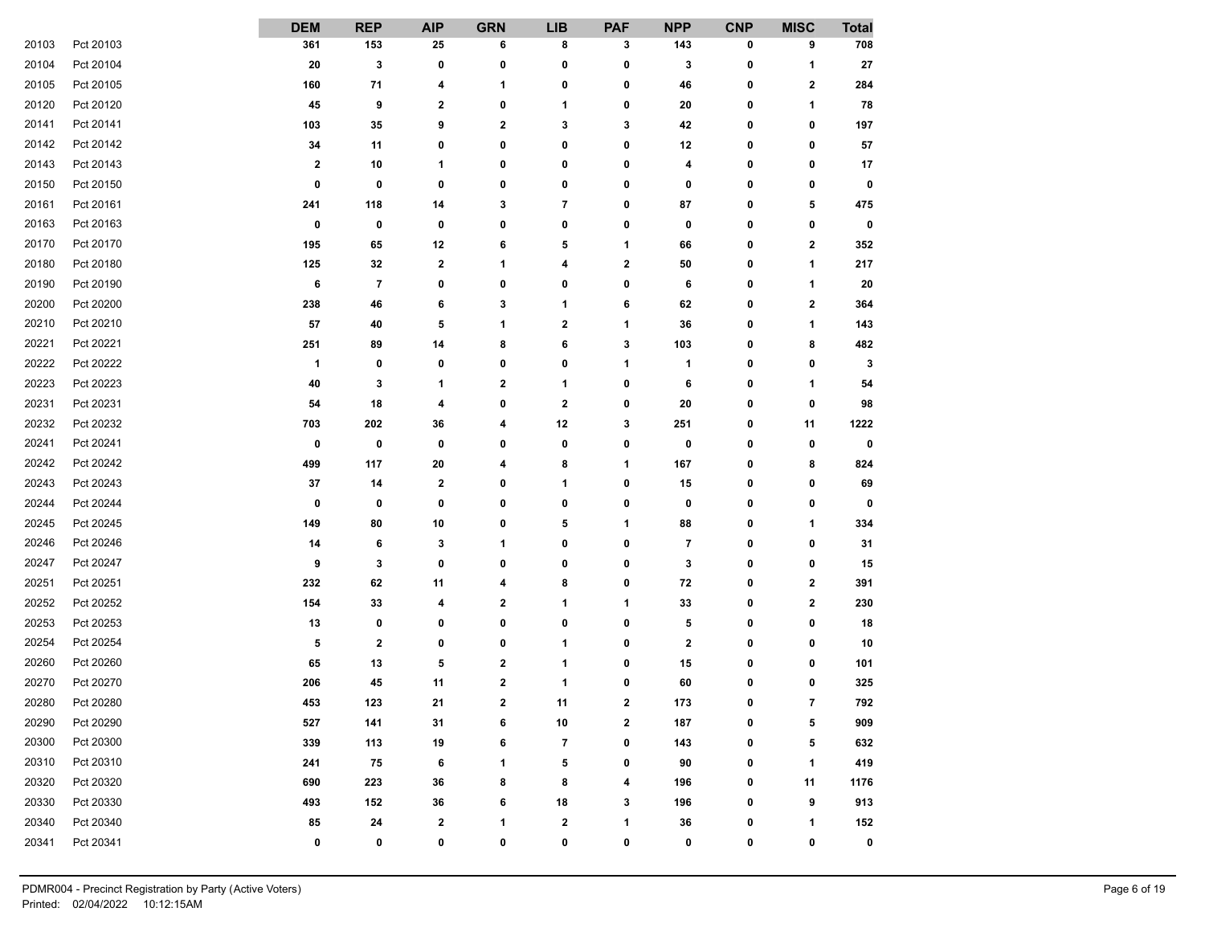|  |  | DEM | REP | AIP | GRN | LIB | PAF | NPP | CNP | MISC | Total |
|---|---|---|---|---|---|---|---|---|---|---|---|
| 20103 | Pct 20103 | 361 | 153 | 25 | 6 | 8 | 3 | 143 | 0 | 9 | 708 |
| 20104 | Pct 20104 | 20 | 3 | 0 | 0 | 0 | 0 | 3 | 0 | 1 | 27 |
| 20105 | Pct 20105 | 160 | 71 | 4 | 1 | 0 | 0 | 46 | 0 | 2 | 284 |
| 20120 | Pct 20120 | 45 | 9 | 2 | 0 | 1 | 0 | 20 | 0 | 1 | 78 |
| 20141 | Pct 20141 | 103 | 35 | 9 | 2 | 3 | 3 | 42 | 0 | 0 | 197 |
| 20142 | Pct 20142 | 34 | 11 | 0 | 0 | 0 | 0 | 12 | 0 | 0 | 57 |
| 20143 | Pct 20143 | 2 | 10 | 1 | 0 | 0 | 0 | 4 | 0 | 0 | 17 |
| 20150 | Pct 20150 | 0 | 0 | 0 | 0 | 0 | 0 | 0 | 0 | 0 | 0 |
| 20161 | Pct 20161 | 241 | 118 | 14 | 3 | 7 | 0 | 87 | 0 | 5 | 475 |
| 20163 | Pct 20163 | 0 | 0 | 0 | 0 | 0 | 0 | 0 | 0 | 0 | 0 |
| 20170 | Pct 20170 | 195 | 65 | 12 | 6 | 5 | 1 | 66 | 0 | 2 | 352 |
| 20180 | Pct 20180 | 125 | 32 | 2 | 1 | 4 | 2 | 50 | 0 | 1 | 217 |
| 20190 | Pct 20190 | 6 | 7 | 0 | 0 | 0 | 0 | 6 | 0 | 1 | 20 |
| 20200 | Pct 20200 | 238 | 46 | 6 | 3 | 1 | 6 | 62 | 0 | 2 | 364 |
| 20210 | Pct 20210 | 57 | 40 | 5 | 1 | 2 | 1 | 36 | 0 | 1 | 143 |
| 20221 | Pct 20221 | 251 | 89 | 14 | 8 | 6 | 3 | 103 | 0 | 8 | 482 |
| 20222 | Pct 20222 | 1 | 0 | 0 | 0 | 0 | 1 | 1 | 0 | 0 | 3 |
| 20223 | Pct 20223 | 40 | 3 | 1 | 2 | 1 | 0 | 6 | 0 | 1 | 54 |
| 20231 | Pct 20231 | 54 | 18 | 4 | 0 | 2 | 0 | 20 | 0 | 0 | 98 |
| 20232 | Pct 20232 | 703 | 202 | 36 | 4 | 12 | 3 | 251 | 0 | 11 | 1222 |
| 20241 | Pct 20241 | 0 | 0 | 0 | 0 | 0 | 0 | 0 | 0 | 0 | 0 |
| 20242 | Pct 20242 | 499 | 117 | 20 | 4 | 8 | 1 | 167 | 0 | 8 | 824 |
| 20243 | Pct 20243 | 37 | 14 | 2 | 0 | 1 | 0 | 15 | 0 | 0 | 69 |
| 20244 | Pct 20244 | 0 | 0 | 0 | 0 | 0 | 0 | 0 | 0 | 0 | 0 |
| 20245 | Pct 20245 | 149 | 80 | 10 | 0 | 5 | 1 | 88 | 0 | 1 | 334 |
| 20246 | Pct 20246 | 14 | 6 | 3 | 1 | 0 | 0 | 7 | 0 | 0 | 31 |
| 20247 | Pct 20247 | 9 | 3 | 0 | 0 | 0 | 0 | 3 | 0 | 0 | 15 |
| 20251 | Pct 20251 | 232 | 62 | 11 | 4 | 8 | 0 | 72 | 0 | 2 | 391 |
| 20252 | Pct 20252 | 154 | 33 | 4 | 2 | 1 | 1 | 33 | 0 | 2 | 230 |
| 20253 | Pct 20253 | 13 | 0 | 0 | 0 | 0 | 0 | 5 | 0 | 0 | 18 |
| 20254 | Pct 20254 | 5 | 2 | 0 | 0 | 1 | 0 | 2 | 0 | 0 | 10 |
| 20260 | Pct 20260 | 65 | 13 | 5 | 2 | 1 | 0 | 15 | 0 | 0 | 101 |
| 20270 | Pct 20270 | 206 | 45 | 11 | 2 | 1 | 0 | 60 | 0 | 0 | 325 |
| 20280 | Pct 20280 | 453 | 123 | 21 | 2 | 11 | 2 | 173 | 0 | 7 | 792 |
| 20290 | Pct 20290 | 527 | 141 | 31 | 6 | 10 | 2 | 187 | 0 | 5 | 909 |
| 20300 | Pct 20300 | 339 | 113 | 19 | 6 | 7 | 0 | 143 | 0 | 5 | 632 |
| 20310 | Pct 20310 | 241 | 75 | 6 | 1 | 5 | 0 | 90 | 0 | 1 | 419 |
| 20320 | Pct 20320 | 690 | 223 | 36 | 8 | 8 | 4 | 196 | 0 | 11 | 1176 |
| 20330 | Pct 20330 | 493 | 152 | 36 | 6 | 18 | 3 | 196 | 0 | 9 | 913 |
| 20340 | Pct 20340 | 85 | 24 | 2 | 1 | 2 | 1 | 36 | 0 | 1 | 152 |
| 20341 | Pct 20341 | 0 | 0 | 0 | 0 | 0 | 0 | 0 | 0 | 0 | 0 |

PDMR004 - Precinct Registration by Party (Active Voters)
Printed: 02/04/2022 10:12:15AM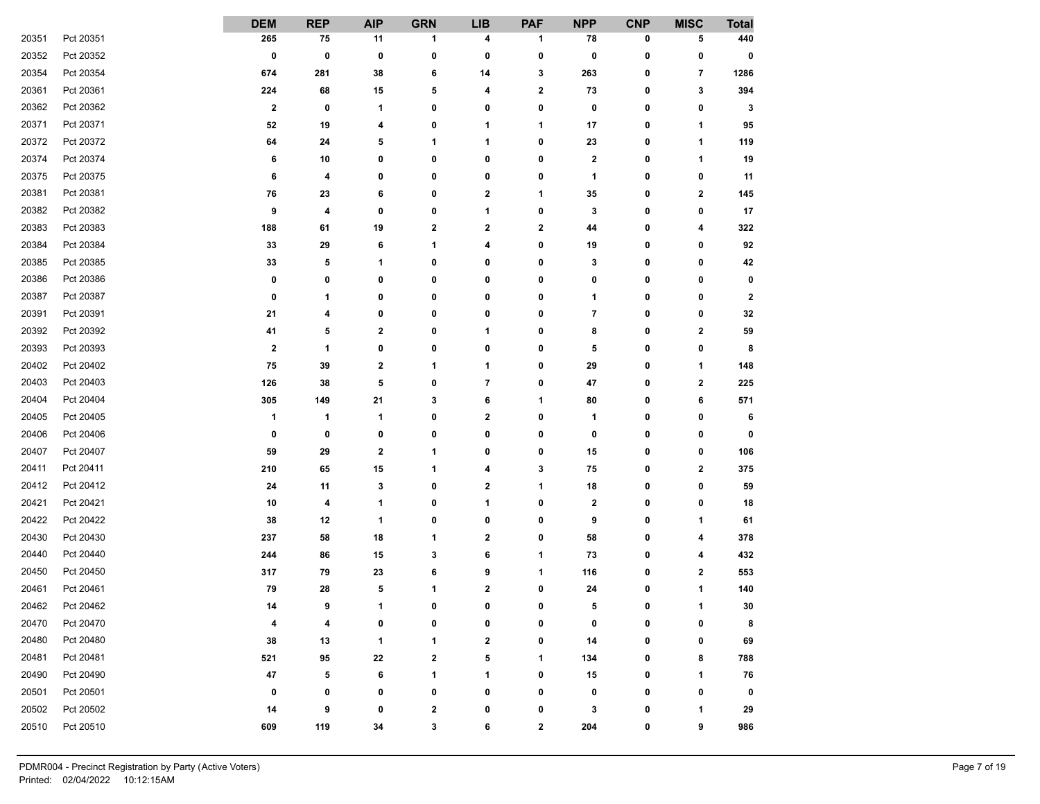| | | DEM | REP | AIP | GRN | LIB | PAF | NPP | CNP | MISC | Total |
|---|---|---|---|---|---|---|---|---|---|---|---|
| 20351 | Pct 20351 | 265 | 75 | 11 | 1 | 4 | 1 | 78 | 0 | 5 | 440 |
| 20352 | Pct 20352 | 0 | 0 | 0 | 0 | 0 | 0 | 0 | 0 | 0 | 0 |
| 20354 | Pct 20354 | 674 | 281 | 38 | 6 | 14 | 3 | 263 | 0 | 7 | 1286 |
| 20361 | Pct 20361 | 224 | 68 | 15 | 5 | 4 | 2 | 73 | 0 | 3 | 394 |
| 20362 | Pct 20362 | 2 | 0 | 1 | 0 | 0 | 0 | 0 | 0 | 0 | 3 |
| 20371 | Pct 20371 | 52 | 19 | 4 | 0 | 1 | 1 | 17 | 0 | 1 | 95 |
| 20372 | Pct 20372 | 64 | 24 | 5 | 1 | 1 | 0 | 23 | 0 | 1 | 119 |
| 20374 | Pct 20374 | 6 | 10 | 0 | 0 | 0 | 0 | 2 | 0 | 1 | 19 |
| 20375 | Pct 20375 | 6 | 4 | 0 | 0 | 0 | 0 | 1 | 0 | 0 | 11 |
| 20381 | Pct 20381 | 76 | 23 | 6 | 0 | 2 | 1 | 35 | 0 | 2 | 145 |
| 20382 | Pct 20382 | 9 | 4 | 0 | 0 | 1 | 0 | 3 | 0 | 0 | 17 |
| 20383 | Pct 20383 | 188 | 61 | 19 | 2 | 2 | 2 | 44 | 0 | 4 | 322 |
| 20384 | Pct 20384 | 33 | 29 | 6 | 1 | 4 | 0 | 19 | 0 | 0 | 92 |
| 20385 | Pct 20385 | 33 | 5 | 1 | 0 | 0 | 0 | 3 | 0 | 0 | 42 |
| 20386 | Pct 20386 | 0 | 0 | 0 | 0 | 0 | 0 | 0 | 0 | 0 | 0 |
| 20387 | Pct 20387 | 0 | 1 | 0 | 0 | 0 | 0 | 1 | 0 | 0 | 2 |
| 20391 | Pct 20391 | 21 | 4 | 0 | 0 | 0 | 0 | 7 | 0 | 0 | 32 |
| 20392 | Pct 20392 | 41 | 5 | 2 | 0 | 1 | 0 | 8 | 0 | 2 | 59 |
| 20393 | Pct 20393 | 2 | 1 | 0 | 0 | 0 | 0 | 5 | 0 | 0 | 8 |
| 20402 | Pct 20402 | 75 | 39 | 2 | 1 | 1 | 0 | 29 | 0 | 1 | 148 |
| 20403 | Pct 20403 | 126 | 38 | 5 | 0 | 7 | 0 | 47 | 0 | 2 | 225 |
| 20404 | Pct 20404 | 305 | 149 | 21 | 3 | 6 | 1 | 80 | 0 | 6 | 571 |
| 20405 | Pct 20405 | 1 | 1 | 1 | 0 | 2 | 0 | 1 | 0 | 0 | 6 |
| 20406 | Pct 20406 | 0 | 0 | 0 | 0 | 0 | 0 | 0 | 0 | 0 | 0 |
| 20407 | Pct 20407 | 59 | 29 | 2 | 1 | 0 | 0 | 15 | 0 | 0 | 106 |
| 20411 | Pct 20411 | 210 | 65 | 15 | 1 | 4 | 3 | 75 | 0 | 2 | 375 |
| 20412 | Pct 20412 | 24 | 11 | 3 | 0 | 2 | 1 | 18 | 0 | 0 | 59 |
| 20421 | Pct 20421 | 10 | 4 | 1 | 0 | 1 | 0 | 2 | 0 | 0 | 18 |
| 20422 | Pct 20422 | 38 | 12 | 1 | 0 | 0 | 0 | 9 | 0 | 1 | 61 |
| 20430 | Pct 20430 | 237 | 58 | 18 | 1 | 2 | 0 | 58 | 0 | 4 | 378 |
| 20440 | Pct 20440 | 244 | 86 | 15 | 3 | 6 | 1 | 73 | 0 | 4 | 432 |
| 20450 | Pct 20450 | 317 | 79 | 23 | 6 | 9 | 1 | 116 | 0 | 2 | 553 |
| 20461 | Pct 20461 | 79 | 28 | 5 | 1 | 2 | 0 | 24 | 0 | 1 | 140 |
| 20462 | Pct 20462 | 14 | 9 | 1 | 0 | 0 | 0 | 5 | 0 | 1 | 30 |
| 20470 | Pct 20470 | 4 | 4 | 0 | 0 | 0 | 0 | 0 | 0 | 0 | 8 |
| 20480 | Pct 20480 | 38 | 13 | 1 | 1 | 2 | 0 | 14 | 0 | 0 | 69 |
| 20481 | Pct 20481 | 521 | 95 | 22 | 2 | 5 | 1 | 134 | 0 | 8 | 788 |
| 20490 | Pct 20490 | 47 | 5 | 6 | 1 | 1 | 0 | 15 | 0 | 1 | 76 |
| 20501 | Pct 20501 | 0 | 0 | 0 | 0 | 0 | 0 | 0 | 0 | 0 | 0 |
| 20502 | Pct 20502 | 14 | 9 | 0 | 2 | 0 | 0 | 3 | 0 | 1 | 29 |
| 20510 | Pct 20510 | 609 | 119 | 34 | 3 | 6 | 2 | 204 | 0 | 9 | 986 |

PDMR004 - Precinct Registration by Party (Active Voters)
Printed: 02/04/2022 10:12:15AM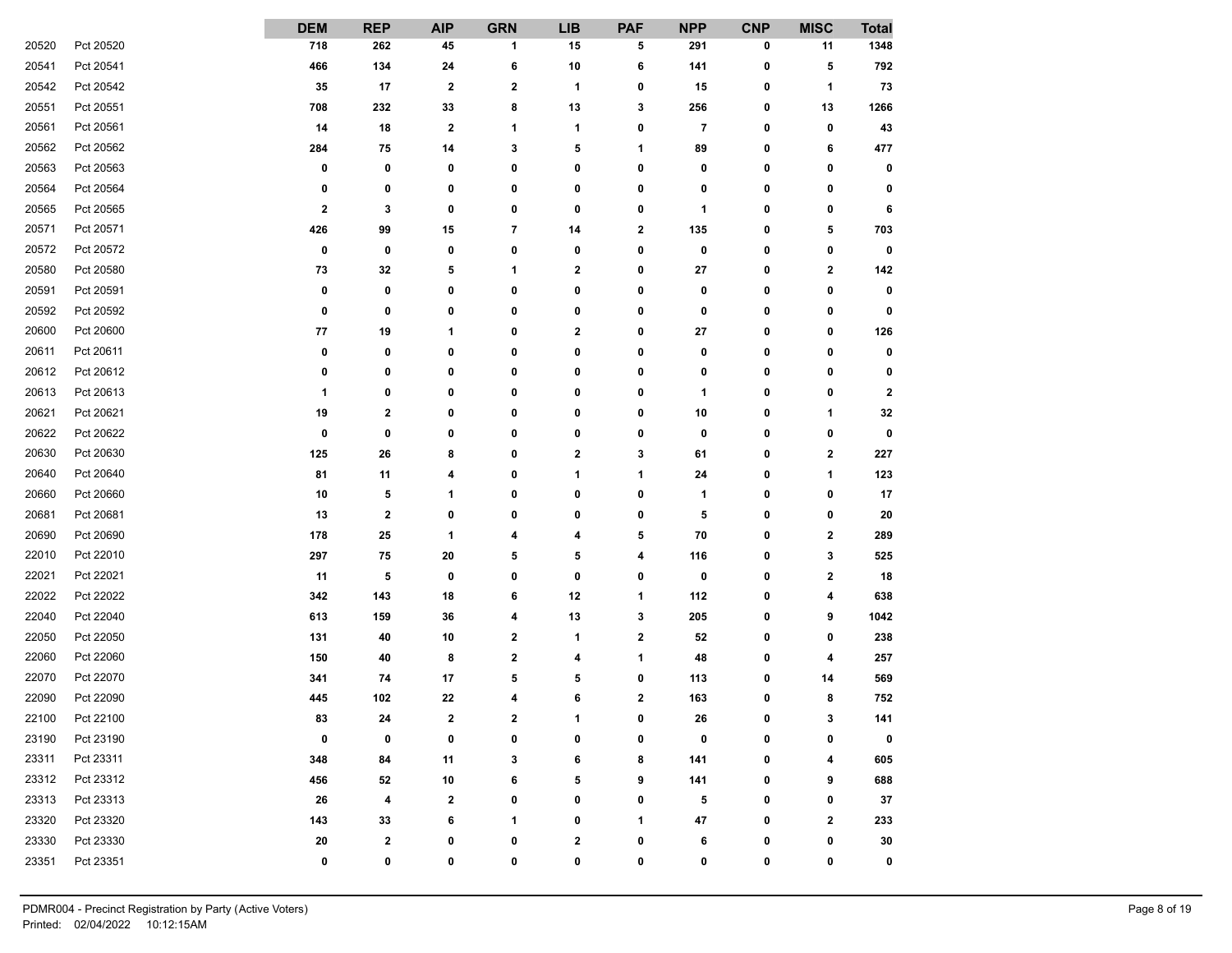| | | DEM | REP | AIP | GRN | LIB | PAF | NPP | CNP | MISC | Total |
|---|---|---|---|---|---|---|---|---|---|---|---|
| 20520 | Pct 20520 | 718 | 262 | 45 | 1 | 15 | 5 | 291 | 0 | 11 | 1348 |
| 20541 | Pct 20541 | 466 | 134 | 24 | 6 | 10 | 6 | 141 | 0 | 5 | 792 |
| 20542 | Pct 20542 | 35 | 17 | 2 | 2 | 1 | 0 | 15 | 0 | 1 | 73 |
| 20551 | Pct 20551 | 708 | 232 | 33 | 8 | 13 | 3 | 256 | 0 | 13 | 1266 |
| 20561 | Pct 20561 | 14 | 18 | 2 | 1 | 1 | 0 | 7 | 0 | 0 | 43 |
| 20562 | Pct 20562 | 284 | 75 | 14 | 3 | 5 | 1 | 89 | 0 | 6 | 477 |
| 20563 | Pct 20563 | 0 | 0 | 0 | 0 | 0 | 0 | 0 | 0 | 0 | 0 |
| 20564 | Pct 20564 | 0 | 0 | 0 | 0 | 0 | 0 | 0 | 0 | 0 | 0 |
| 20565 | Pct 20565 | 2 | 3 | 0 | 0 | 0 | 0 | 1 | 0 | 0 | 6 |
| 20571 | Pct 20571 | 426 | 99 | 15 | 7 | 14 | 2 | 135 | 0 | 5 | 703 |
| 20572 | Pct 20572 | 0 | 0 | 0 | 0 | 0 | 0 | 0 | 0 | 0 | 0 |
| 20580 | Pct 20580 | 73 | 32 | 5 | 1 | 2 | 0 | 27 | 0 | 2 | 142 |
| 20591 | Pct 20591 | 0 | 0 | 0 | 0 | 0 | 0 | 0 | 0 | 0 | 0 |
| 20592 | Pct 20592 | 0 | 0 | 0 | 0 | 0 | 0 | 0 | 0 | 0 | 0 |
| 20600 | Pct 20600 | 77 | 19 | 1 | 0 | 2 | 0 | 27 | 0 | 0 | 126 |
| 20611 | Pct 20611 | 0 | 0 | 0 | 0 | 0 | 0 | 0 | 0 | 0 | 0 |
| 20612 | Pct 20612 | 0 | 0 | 0 | 0 | 0 | 0 | 0 | 0 | 0 | 0 |
| 20613 | Pct 20613 | 1 | 0 | 0 | 0 | 0 | 0 | 1 | 0 | 0 | 2 |
| 20621 | Pct 20621 | 19 | 2 | 0 | 0 | 0 | 0 | 10 | 0 | 1 | 32 |
| 20622 | Pct 20622 | 0 | 0 | 0 | 0 | 0 | 0 | 0 | 0 | 0 | 0 |
| 20630 | Pct 20630 | 125 | 26 | 8 | 0 | 2 | 3 | 61 | 0 | 2 | 227 |
| 20640 | Pct 20640 | 81 | 11 | 4 | 0 | 1 | 1 | 24 | 0 | 1 | 123 |
| 20660 | Pct 20660 | 10 | 5 | 1 | 0 | 0 | 0 | 1 | 0 | 0 | 17 |
| 20681 | Pct 20681 | 13 | 2 | 0 | 0 | 0 | 0 | 5 | 0 | 0 | 20 |
| 20690 | Pct 20690 | 178 | 25 | 1 | 4 | 4 | 5 | 70 | 0 | 2 | 289 |
| 22010 | Pct 22010 | 297 | 75 | 20 | 5 | 5 | 4 | 116 | 0 | 3 | 525 |
| 22021 | Pct 22021 | 11 | 5 | 0 | 0 | 0 | 0 | 0 | 0 | 2 | 18 |
| 22022 | Pct 22022 | 342 | 143 | 18 | 6 | 12 | 1 | 112 | 0 | 4 | 638 |
| 22040 | Pct 22040 | 613 | 159 | 36 | 4 | 13 | 3 | 205 | 0 | 9 | 1042 |
| 22050 | Pct 22050 | 131 | 40 | 10 | 2 | 1 | 2 | 52 | 0 | 0 | 238 |
| 22060 | Pct 22060 | 150 | 40 | 8 | 2 | 4 | 1 | 48 | 0 | 4 | 257 |
| 22070 | Pct 22070 | 341 | 74 | 17 | 5 | 5 | 0 | 113 | 0 | 14 | 569 |
| 22090 | Pct 22090 | 445 | 102 | 22 | 4 | 6 | 2 | 163 | 0 | 8 | 752 |
| 22100 | Pct 22100 | 83 | 24 | 2 | 2 | 1 | 0 | 26 | 0 | 3 | 141 |
| 23190 | Pct 23190 | 0 | 0 | 0 | 0 | 0 | 0 | 0 | 0 | 0 | 0 |
| 23311 | Pct 23311 | 348 | 84 | 11 | 3 | 6 | 8 | 141 | 0 | 4 | 605 |
| 23312 | Pct 23312 | 456 | 52 | 10 | 6 | 5 | 9 | 141 | 0 | 9 | 688 |
| 23313 | Pct 23313 | 26 | 4 | 2 | 0 | 0 | 0 | 5 | 0 | 0 | 37 |
| 23320 | Pct 23320 | 143 | 33 | 6 | 1 | 0 | 1 | 47 | 0 | 2 | 233 |
| 23330 | Pct 23330 | 20 | 2 | 0 | 0 | 2 | 0 | 6 | 0 | 0 | 30 |
| 23351 | Pct 23351 | 0 | 0 | 0 | 0 | 0 | 0 | 0 | 0 | 0 | 0 |

PDMR004 - Precinct Registration by Party (Active Voters)
Printed: 02/04/2022 10:12:15AM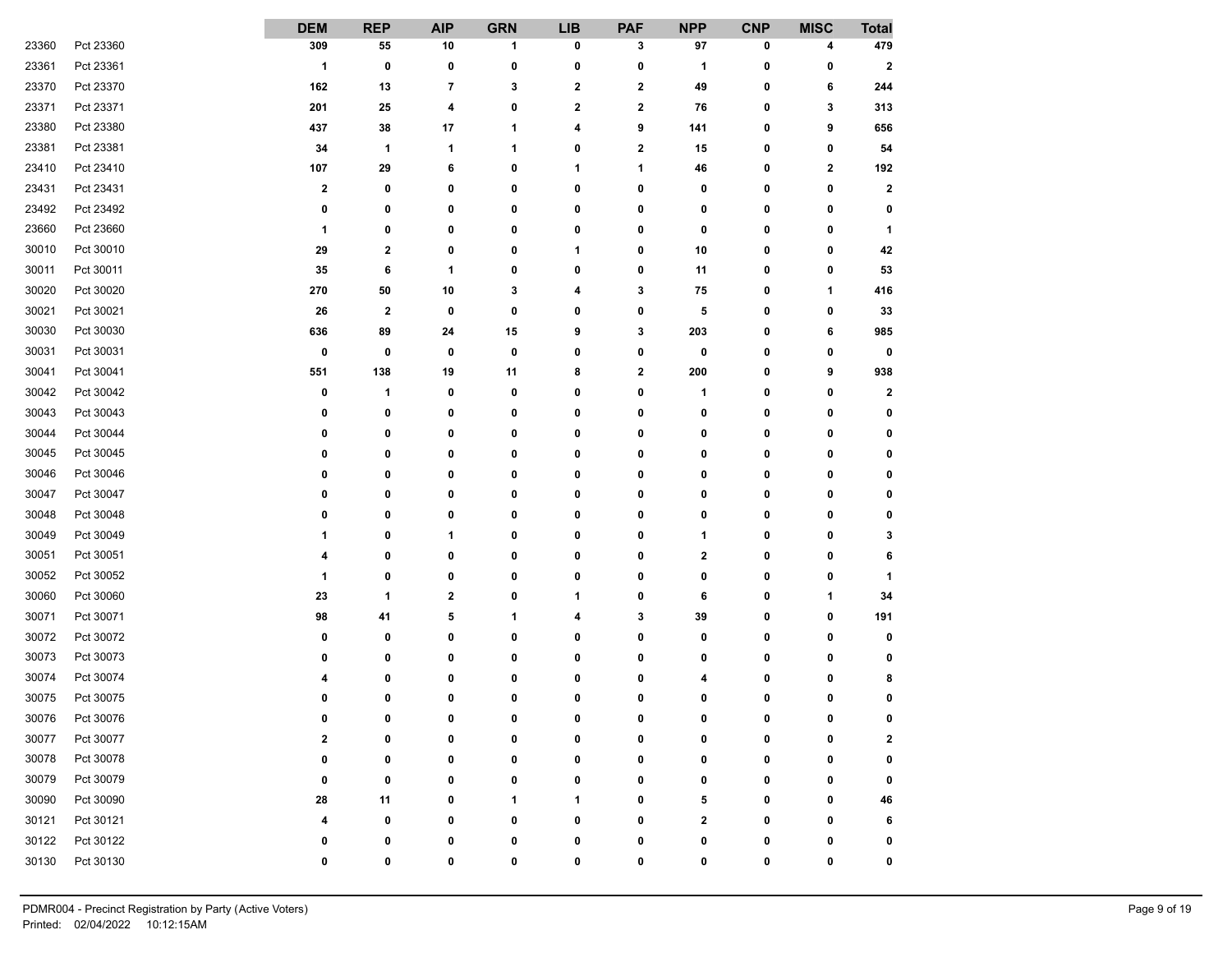| | | DEM | REP | AIP | GRN | LIB | PAF | NPP | CNP | MISC | Total |
|---|---|---|---|---|---|---|---|---|---|---|---|
| 23360 | Pct 23360 | 309 | 55 | 10 | 1 | 0 | 3 | 97 | 0 | 4 | 479 |
| 23361 | Pct 23361 | 1 | 0 | 0 | 0 | 0 | 0 | 1 | 0 | 0 | 2 |
| 23370 | Pct 23370 | 162 | 13 | 7 | 3 | 2 | 2 | 49 | 0 | 6 | 244 |
| 23371 | Pct 23371 | 201 | 25 | 4 | 0 | 2 | 2 | 76 | 0 | 3 | 313 |
| 23380 | Pct 23380 | 437 | 38 | 17 | 1 | 4 | 9 | 141 | 0 | 9 | 656 |
| 23381 | Pct 23381 | 34 | 1 | 1 | 1 | 0 | 2 | 15 | 0 | 0 | 54 |
| 23410 | Pct 23410 | 107 | 29 | 6 | 0 | 1 | 1 | 46 | 0 | 2 | 192 |
| 23431 | Pct 23431 | 2 | 0 | 0 | 0 | 0 | 0 | 0 | 0 | 0 | 2 |
| 23492 | Pct 23492 | 0 | 0 | 0 | 0 | 0 | 0 | 0 | 0 | 0 | 0 |
| 23660 | Pct 23660 | 1 | 0 | 0 | 0 | 0 | 0 | 0 | 0 | 0 | 1 |
| 30010 | Pct 30010 | 29 | 2 | 0 | 0 | 1 | 0 | 10 | 0 | 0 | 42 |
| 30011 | Pct 30011 | 35 | 6 | 1 | 0 | 0 | 0 | 11 | 0 | 0 | 53 |
| 30020 | Pct 30020 | 270 | 50 | 10 | 3 | 4 | 3 | 75 | 0 | 1 | 416 |
| 30021 | Pct 30021 | 26 | 2 | 0 | 0 | 0 | 0 | 5 | 0 | 0 | 33 |
| 30030 | Pct 30030 | 636 | 89 | 24 | 15 | 9 | 3 | 203 | 0 | 6 | 985 |
| 30031 | Pct 30031 | 0 | 0 | 0 | 0 | 0 | 0 | 0 | 0 | 0 | 0 |
| 30041 | Pct 30041 | 551 | 138 | 19 | 11 | 8 | 2 | 200 | 0 | 9 | 938 |
| 30042 | Pct 30042 | 0 | 1 | 0 | 0 | 0 | 0 | 1 | 0 | 0 | 2 |
| 30043 | Pct 30043 | 0 | 0 | 0 | 0 | 0 | 0 | 0 | 0 | 0 | 0 |
| 30044 | Pct 30044 | 0 | 0 | 0 | 0 | 0 | 0 | 0 | 0 | 0 | 0 |
| 30045 | Pct 30045 | 0 | 0 | 0 | 0 | 0 | 0 | 0 | 0 | 0 | 0 |
| 30046 | Pct 30046 | 0 | 0 | 0 | 0 | 0 | 0 | 0 | 0 | 0 | 0 |
| 30047 | Pct 30047 | 0 | 0 | 0 | 0 | 0 | 0 | 0 | 0 | 0 | 0 |
| 30048 | Pct 30048 | 0 | 0 | 0 | 0 | 0 | 0 | 0 | 0 | 0 | 0 |
| 30049 | Pct 30049 | 1 | 0 | 1 | 0 | 0 | 0 | 1 | 0 | 0 | 3 |
| 30051 | Pct 30051 | 4 | 0 | 0 | 0 | 0 | 0 | 2 | 0 | 0 | 6 |
| 30052 | Pct 30052 | 1 | 0 | 0 | 0 | 0 | 0 | 0 | 0 | 0 | 1 |
| 30060 | Pct 30060 | 23 | 1 | 2 | 0 | 1 | 0 | 6 | 0 | 1 | 34 |
| 30071 | Pct 30071 | 98 | 41 | 5 | 1 | 4 | 3 | 39 | 0 | 0 | 191 |
| 30072 | Pct 30072 | 0 | 0 | 0 | 0 | 0 | 0 | 0 | 0 | 0 | 0 |
| 30073 | Pct 30073 | 0 | 0 | 0 | 0 | 0 | 0 | 0 | 0 | 0 | 0 |
| 30074 | Pct 30074 | 4 | 0 | 0 | 0 | 0 | 0 | 4 | 0 | 0 | 8 |
| 30075 | Pct 30075 | 0 | 0 | 0 | 0 | 0 | 0 | 0 | 0 | 0 | 0 |
| 30076 | Pct 30076 | 0 | 0 | 0 | 0 | 0 | 0 | 0 | 0 | 0 | 0 |
| 30077 | Pct 30077 | 2 | 0 | 0 | 0 | 0 | 0 | 0 | 0 | 0 | 2 |
| 30078 | Pct 30078 | 0 | 0 | 0 | 0 | 0 | 0 | 0 | 0 | 0 | 0 |
| 30079 | Pct 30079 | 0 | 0 | 0 | 0 | 0 | 0 | 0 | 0 | 0 | 0 |
| 30090 | Pct 30090 | 28 | 11 | 0 | 1 | 1 | 0 | 5 | 0 | 0 | 46 |
| 30121 | Pct 30121 | 4 | 0 | 0 | 0 | 0 | 0 | 2 | 0 | 0 | 6 |
| 30122 | Pct 30122 | 0 | 0 | 0 | 0 | 0 | 0 | 0 | 0 | 0 | 0 |
| 30130 | Pct 30130 | 0 | 0 | 0 | 0 | 0 | 0 | 0 | 0 | 0 | 0 |

PDMR004 - Precinct Registration by Party (Active Voters)
Printed: 02/04/2022 10:12:15AM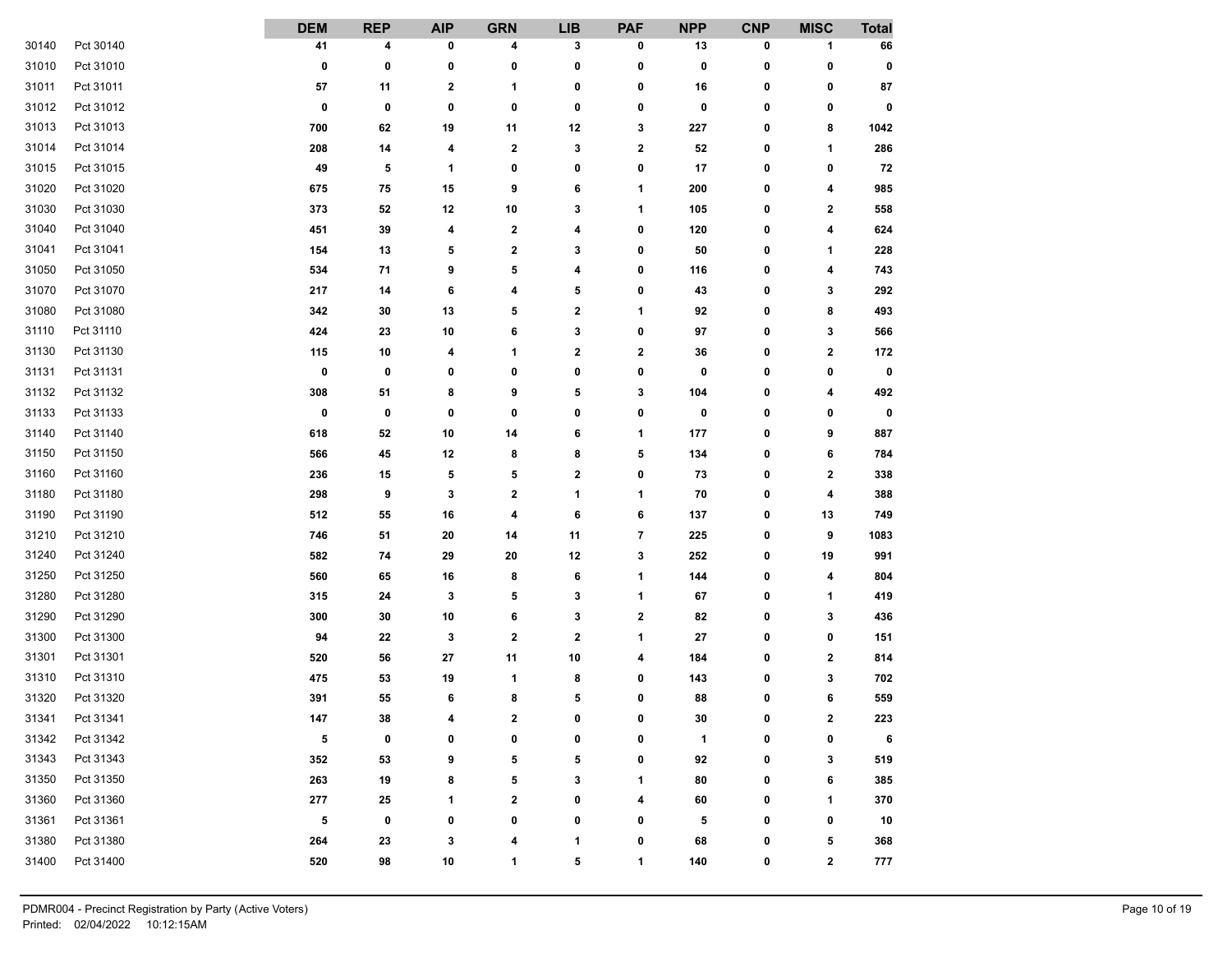| | | DEM | REP | AIP | GRN | LIB | PAF | NPP | CNP | MISC | Total |
|---|---|---|---|---|---|---|---|---|---|---|---|
| 30140 | Pct 30140 | 41 | 4 | 0 | 4 | 3 | 0 | 13 | 0 | 1 | 66 |
| 31010 | Pct 31010 | 0 | 0 | 0 | 0 | 0 | 0 | 0 | 0 | 0 | 0 |
| 31011 | Pct 31011 | 57 | 11 | 2 | 1 | 0 | 0 | 16 | 0 | 0 | 87 |
| 31012 | Pct 31012 | 0 | 0 | 0 | 0 | 0 | 0 | 0 | 0 | 0 | 0 |
| 31013 | Pct 31013 | 700 | 62 | 19 | 11 | 12 | 3 | 227 | 0 | 8 | 1042 |
| 31014 | Pct 31014 | 208 | 14 | 4 | 2 | 3 | 2 | 52 | 0 | 1 | 286 |
| 31015 | Pct 31015 | 49 | 5 | 1 | 0 | 0 | 0 | 17 | 0 | 0 | 72 |
| 31020 | Pct 31020 | 675 | 75 | 15 | 9 | 6 | 1 | 200 | 0 | 4 | 985 |
| 31030 | Pct 31030 | 373 | 52 | 12 | 10 | 3 | 1 | 105 | 0 | 2 | 558 |
| 31040 | Pct 31040 | 451 | 39 | 4 | 2 | 4 | 0 | 120 | 0 | 4 | 624 |
| 31041 | Pct 31041 | 154 | 13 | 5 | 2 | 3 | 0 | 50 | 0 | 1 | 228 |
| 31050 | Pct 31050 | 534 | 71 | 9 | 5 | 4 | 0 | 116 | 0 | 4 | 743 |
| 31070 | Pct 31070 | 217 | 14 | 6 | 4 | 5 | 0 | 43 | 0 | 3 | 292 |
| 31080 | Pct 31080 | 342 | 30 | 13 | 5 | 2 | 1 | 92 | 0 | 8 | 493 |
| 31110 | Pct 31110 | 424 | 23 | 10 | 6 | 3 | 0 | 97 | 0 | 3 | 566 |
| 31130 | Pct 31130 | 115 | 10 | 4 | 1 | 2 | 2 | 36 | 0 | 2 | 172 |
| 31131 | Pct 31131 | 0 | 0 | 0 | 0 | 0 | 0 | 0 | 0 | 0 | 0 |
| 31132 | Pct 31132 | 308 | 51 | 8 | 9 | 5 | 3 | 104 | 0 | 4 | 492 |
| 31133 | Pct 31133 | 0 | 0 | 0 | 0 | 0 | 0 | 0 | 0 | 0 | 0 |
| 31140 | Pct 31140 | 618 | 52 | 10 | 14 | 6 | 1 | 177 | 0 | 9 | 887 |
| 31150 | Pct 31150 | 566 | 45 | 12 | 8 | 8 | 5 | 134 | 0 | 6 | 784 |
| 31160 | Pct 31160 | 236 | 15 | 5 | 5 | 2 | 0 | 73 | 0 | 2 | 338 |
| 31180 | Pct 31180 | 298 | 9 | 3 | 2 | 1 | 1 | 70 | 0 | 4 | 388 |
| 31190 | Pct 31190 | 512 | 55 | 16 | 4 | 6 | 6 | 137 | 0 | 13 | 749 |
| 31210 | Pct 31210 | 746 | 51 | 20 | 14 | 11 | 7 | 225 | 0 | 9 | 1083 |
| 31240 | Pct 31240 | 582 | 74 | 29 | 20 | 12 | 3 | 252 | 0 | 19 | 991 |
| 31250 | Pct 31250 | 560 | 65 | 16 | 8 | 6 | 1 | 144 | 0 | 4 | 804 |
| 31280 | Pct 31280 | 315 | 24 | 3 | 5 | 3 | 1 | 67 | 0 | 1 | 419 |
| 31290 | Pct 31290 | 300 | 30 | 10 | 6 | 3 | 2 | 82 | 0 | 3 | 436 |
| 31300 | Pct 31300 | 94 | 22 | 3 | 2 | 2 | 1 | 27 | 0 | 0 | 151 |
| 31301 | Pct 31301 | 520 | 56 | 27 | 11 | 10 | 4 | 184 | 0 | 2 | 814 |
| 31310 | Pct 31310 | 475 | 53 | 19 | 1 | 8 | 0 | 143 | 0 | 3 | 702 |
| 31320 | Pct 31320 | 391 | 55 | 6 | 8 | 5 | 0 | 88 | 0 | 6 | 559 |
| 31341 | Pct 31341 | 147 | 38 | 4 | 2 | 0 | 0 | 30 | 0 | 2 | 223 |
| 31342 | Pct 31342 | 5 | 0 | 0 | 0 | 0 | 0 | 1 | 0 | 0 | 6 |
| 31343 | Pct 31343 | 352 | 53 | 9 | 5 | 5 | 0 | 92 | 0 | 3 | 519 |
| 31350 | Pct 31350 | 263 | 19 | 8 | 5 | 3 | 1 | 80 | 0 | 6 | 385 |
| 31360 | Pct 31360 | 277 | 25 | 1 | 2 | 0 | 4 | 60 | 0 | 1 | 370 |
| 31361 | Pct 31361 | 5 | 0 | 0 | 0 | 0 | 0 | 5 | 0 | 0 | 10 |
| 31380 | Pct 31380 | 264 | 23 | 3 | 4 | 1 | 0 | 68 | 0 | 5 | 368 |
| 31400 | Pct 31400 | 520 | 98 | 10 | 1 | 5 | 1 | 140 | 0 | 2 | 777 |

PDMR004 - Precinct Registration by Party (Active Voters)
Printed: 02/04/2022 10:12:15AM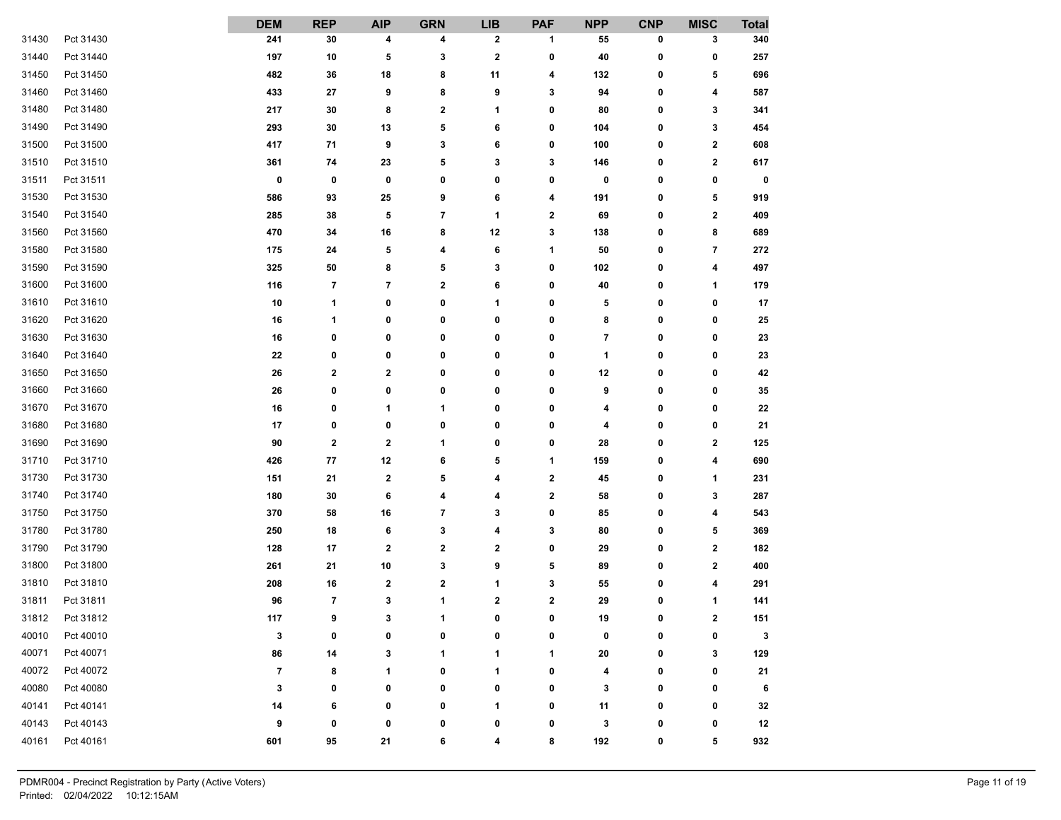| | | DEM | REP | AIP | GRN | LIB | PAF | NPP | CNP | MISC | Total |
|---|---|---|---|---|---|---|---|---|---|---|---|
| 31430 | Pct 31430 | 241 | 30 | 4 | 4 | 2 | 1 | 55 | 0 | 3 | 340 |
| 31440 | Pct 31440 | 197 | 10 | 5 | 3 | 2 | 0 | 40 | 0 | 0 | 257 |
| 31450 | Pct 31450 | 482 | 36 | 18 | 8 | 11 | 4 | 132 | 0 | 5 | 696 |
| 31460 | Pct 31460 | 433 | 27 | 9 | 8 | 9 | 3 | 94 | 0 | 4 | 587 |
| 31480 | Pct 31480 | 217 | 30 | 8 | 2 | 1 | 0 | 80 | 0 | 3 | 341 |
| 31490 | Pct 31490 | 293 | 30 | 13 | 5 | 6 | 0 | 104 | 0 | 3 | 454 |
| 31500 | Pct 31500 | 417 | 71 | 9 | 3 | 6 | 0 | 100 | 0 | 2 | 608 |
| 31510 | Pct 31510 | 361 | 74 | 23 | 5 | 3 | 3 | 146 | 0 | 2 | 617 |
| 31511 | Pct 31511 | 0 | 0 | 0 | 0 | 0 | 0 | 0 | 0 | 0 | 0 |
| 31530 | Pct 31530 | 586 | 93 | 25 | 9 | 6 | 4 | 191 | 0 | 5 | 919 |
| 31540 | Pct 31540 | 285 | 38 | 5 | 7 | 1 | 2 | 69 | 0 | 2 | 409 |
| 31560 | Pct 31560 | 470 | 34 | 16 | 8 | 12 | 3 | 138 | 0 | 8 | 689 |
| 31580 | Pct 31580 | 175 | 24 | 5 | 4 | 6 | 1 | 50 | 0 | 7 | 272 |
| 31590 | Pct 31590 | 325 | 50 | 8 | 5 | 3 | 0 | 102 | 0 | 4 | 497 |
| 31600 | Pct 31600 | 116 | 7 | 7 | 2 | 6 | 0 | 40 | 0 | 1 | 179 |
| 31610 | Pct 31610 | 10 | 1 | 0 | 0 | 1 | 0 | 5 | 0 | 0 | 17 |
| 31620 | Pct 31620 | 16 | 1 | 0 | 0 | 0 | 0 | 8 | 0 | 0 | 25 |
| 31630 | Pct 31630 | 16 | 0 | 0 | 0 | 0 | 0 | 7 | 0 | 0 | 23 |
| 31640 | Pct 31640 | 22 | 0 | 0 | 0 | 0 | 0 | 1 | 0 | 0 | 23 |
| 31650 | Pct 31650 | 26 | 2 | 2 | 0 | 0 | 0 | 12 | 0 | 0 | 42 |
| 31660 | Pct 31660 | 26 | 0 | 0 | 0 | 0 | 0 | 9 | 0 | 0 | 35 |
| 31670 | Pct 31670 | 16 | 0 | 1 | 1 | 0 | 0 | 4 | 0 | 0 | 22 |
| 31680 | Pct 31680 | 17 | 0 | 0 | 0 | 0 | 0 | 4 | 0 | 0 | 21 |
| 31690 | Pct 31690 | 90 | 2 | 2 | 1 | 0 | 0 | 28 | 0 | 2 | 125 |
| 31710 | Pct 31710 | 426 | 77 | 12 | 6 | 5 | 1 | 159 | 0 | 4 | 690 |
| 31730 | Pct 31730 | 151 | 21 | 2 | 5 | 4 | 2 | 45 | 0 | 1 | 231 |
| 31740 | Pct 31740 | 180 | 30 | 6 | 4 | 4 | 2 | 58 | 0 | 3 | 287 |
| 31750 | Pct 31750 | 370 | 58 | 16 | 7 | 3 | 0 | 85 | 0 | 4 | 543 |
| 31780 | Pct 31780 | 250 | 18 | 6 | 3 | 4 | 3 | 80 | 0 | 5 | 369 |
| 31790 | Pct 31790 | 128 | 17 | 2 | 2 | 2 | 0 | 29 | 0 | 2 | 182 |
| 31800 | Pct 31800 | 261 | 21 | 10 | 3 | 9 | 5 | 89 | 0 | 2 | 400 |
| 31810 | Pct 31810 | 208 | 16 | 2 | 2 | 1 | 3 | 55 | 0 | 4 | 291 |
| 31811 | Pct 31811 | 96 | 7 | 3 | 1 | 2 | 2 | 29 | 0 | 1 | 141 |
| 31812 | Pct 31812 | 117 | 9 | 3 | 1 | 0 | 0 | 19 | 0 | 2 | 151 |
| 40010 | Pct 40010 | 3 | 0 | 0 | 0 | 0 | 0 | 0 | 0 | 0 | 3 |
| 40071 | Pct 40071 | 86 | 14 | 3 | 1 | 1 | 1 | 20 | 0 | 3 | 129 |
| 40072 | Pct 40072 | 7 | 8 | 1 | 0 | 1 | 0 | 4 | 0 | 0 | 21 |
| 40080 | Pct 40080 | 3 | 0 | 0 | 0 | 0 | 0 | 3 | 0 | 0 | 6 |
| 40141 | Pct 40141 | 14 | 6 | 0 | 0 | 1 | 0 | 11 | 0 | 0 | 32 |
| 40143 | Pct 40143 | 9 | 0 | 0 | 0 | 0 | 0 | 3 | 0 | 0 | 12 |
| 40161 | Pct 40161 | 601 | 95 | 21 | 6 | 4 | 8 | 192 | 0 | 5 | 932 |

PDMR004 - Precinct Registration by Party (Active Voters)
Printed: 02/04/2022 10:12:15AM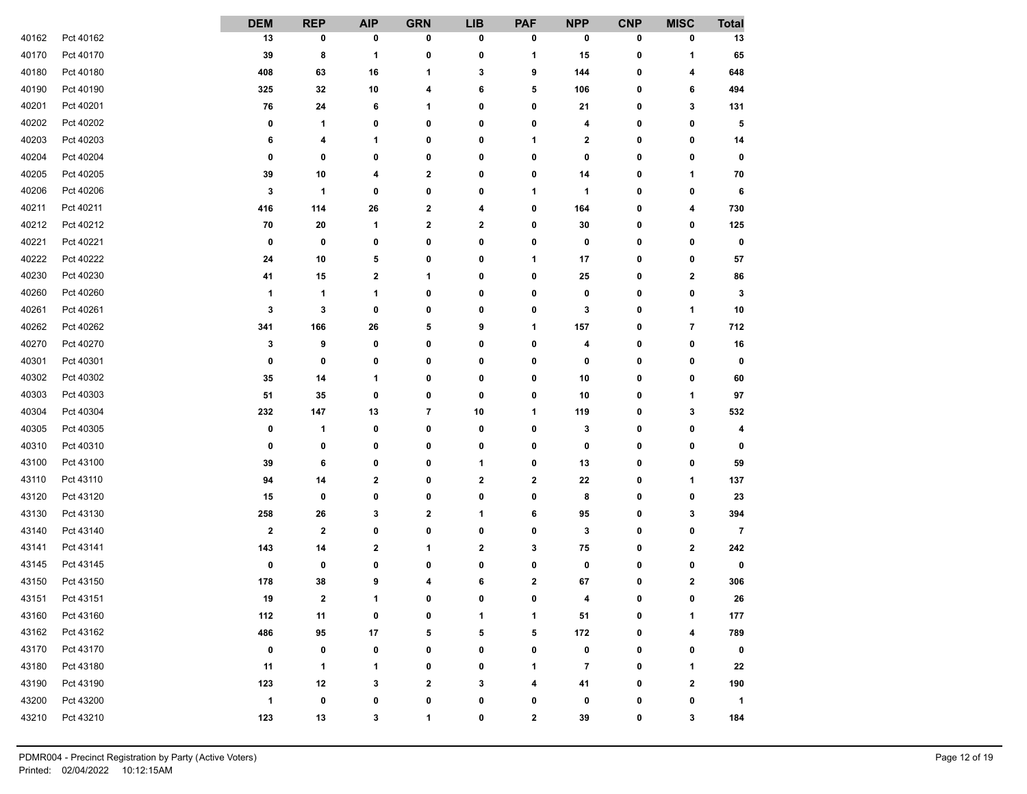| | | DEM | REP | AIP | GRN | LIB | PAF | NPP | CNP | MISC | Total |
|---|---|---|---|---|---|---|---|---|---|---|---|
| 40162 | Pct 40162 | 13 | 0 | 0 | 0 | 0 | 0 | 0 | 0 | 0 | 13 |
| 40170 | Pct 40170 | 39 | 8 | 1 | 0 | 0 | 1 | 15 | 0 | 1 | 65 |
| 40180 | Pct 40180 | 408 | 63 | 16 | 1 | 3 | 9 | 144 | 0 | 4 | 648 |
| 40190 | Pct 40190 | 325 | 32 | 10 | 4 | 6 | 5 | 106 | 0 | 6 | 494 |
| 40201 | Pct 40201 | 76 | 24 | 6 | 1 | 0 | 0 | 21 | 0 | 3 | 131 |
| 40202 | Pct 40202 | 0 | 1 | 0 | 0 | 0 | 0 | 4 | 0 | 0 | 5 |
| 40203 | Pct 40203 | 6 | 4 | 1 | 0 | 0 | 1 | 2 | 0 | 0 | 14 |
| 40204 | Pct 40204 | 0 | 0 | 0 | 0 | 0 | 0 | 0 | 0 | 0 | 0 |
| 40205 | Pct 40205 | 39 | 10 | 4 | 2 | 0 | 0 | 14 | 0 | 1 | 70 |
| 40206 | Pct 40206 | 3 | 1 | 0 | 0 | 0 | 1 | 1 | 0 | 0 | 6 |
| 40211 | Pct 40211 | 416 | 114 | 26 | 2 | 4 | 0 | 164 | 0 | 4 | 730 |
| 40212 | Pct 40212 | 70 | 20 | 1 | 2 | 2 | 0 | 30 | 0 | 0 | 125 |
| 40221 | Pct 40221 | 0 | 0 | 0 | 0 | 0 | 0 | 0 | 0 | 0 | 0 |
| 40222 | Pct 40222 | 24 | 10 | 5 | 0 | 0 | 1 | 17 | 0 | 0 | 57 |
| 40230 | Pct 40230 | 41 | 15 | 2 | 1 | 0 | 0 | 25 | 0 | 2 | 86 |
| 40260 | Pct 40260 | 1 | 1 | 1 | 0 | 0 | 0 | 0 | 0 | 0 | 3 |
| 40261 | Pct 40261 | 3 | 3 | 0 | 0 | 0 | 0 | 3 | 0 | 1 | 10 |
| 40262 | Pct 40262 | 341 | 166 | 26 | 5 | 9 | 1 | 157 | 0 | 7 | 712 |
| 40270 | Pct 40270 | 3 | 9 | 0 | 0 | 0 | 0 | 4 | 0 | 0 | 16 |
| 40301 | Pct 40301 | 0 | 0 | 0 | 0 | 0 | 0 | 0 | 0 | 0 | 0 |
| 40302 | Pct 40302 | 35 | 14 | 1 | 0 | 0 | 0 | 10 | 0 | 0 | 60 |
| 40303 | Pct 40303 | 51 | 35 | 0 | 0 | 0 | 0 | 10 | 0 | 1 | 97 |
| 40304 | Pct 40304 | 232 | 147 | 13 | 7 | 10 | 1 | 119 | 0 | 3 | 532 |
| 40305 | Pct 40305 | 0 | 1 | 0 | 0 | 0 | 0 | 3 | 0 | 0 | 4 |
| 40310 | Pct 40310 | 0 | 0 | 0 | 0 | 0 | 0 | 0 | 0 | 0 | 0 |
| 43100 | Pct 43100 | 39 | 6 | 0 | 0 | 1 | 0 | 13 | 0 | 0 | 59 |
| 43110 | Pct 43110 | 94 | 14 | 2 | 0 | 2 | 2 | 22 | 0 | 1 | 137 |
| 43120 | Pct 43120 | 15 | 0 | 0 | 0 | 0 | 0 | 8 | 0 | 0 | 23 |
| 43130 | Pct 43130 | 258 | 26 | 3 | 2 | 1 | 6 | 95 | 0 | 3 | 394 |
| 43140 | Pct 43140 | 2 | 2 | 0 | 0 | 0 | 0 | 3 | 0 | 0 | 7 |
| 43141 | Pct 43141 | 143 | 14 | 2 | 1 | 2 | 3 | 75 | 0 | 2 | 242 |
| 43145 | Pct 43145 | 0 | 0 | 0 | 0 | 0 | 0 | 0 | 0 | 0 | 0 |
| 43150 | Pct 43150 | 178 | 38 | 9 | 4 | 6 | 2 | 67 | 0 | 2 | 306 |
| 43151 | Pct 43151 | 19 | 2 | 1 | 0 | 0 | 0 | 4 | 0 | 0 | 26 |
| 43160 | Pct 43160 | 112 | 11 | 0 | 0 | 1 | 1 | 51 | 0 | 1 | 177 |
| 43162 | Pct 43162 | 486 | 95 | 17 | 5 | 5 | 5 | 172 | 0 | 4 | 789 |
| 43170 | Pct 43170 | 0 | 0 | 0 | 0 | 0 | 0 | 0 | 0 | 0 | 0 |
| 43180 | Pct 43180 | 11 | 1 | 1 | 0 | 0 | 1 | 7 | 0 | 1 | 22 |
| 43190 | Pct 43190 | 123 | 12 | 3 | 2 | 3 | 4 | 41 | 0 | 2 | 190 |
| 43200 | Pct 43200 | 1 | 0 | 0 | 0 | 0 | 0 | 0 | 0 | 0 | 1 |
| 43210 | Pct 43210 | 123 | 13 | 3 | 1 | 0 | 2 | 39 | 0 | 3 | 184 |

PDMR004 - Precinct Registration by Party (Active Voters)
Printed: 02/04/2022 10:12:15AM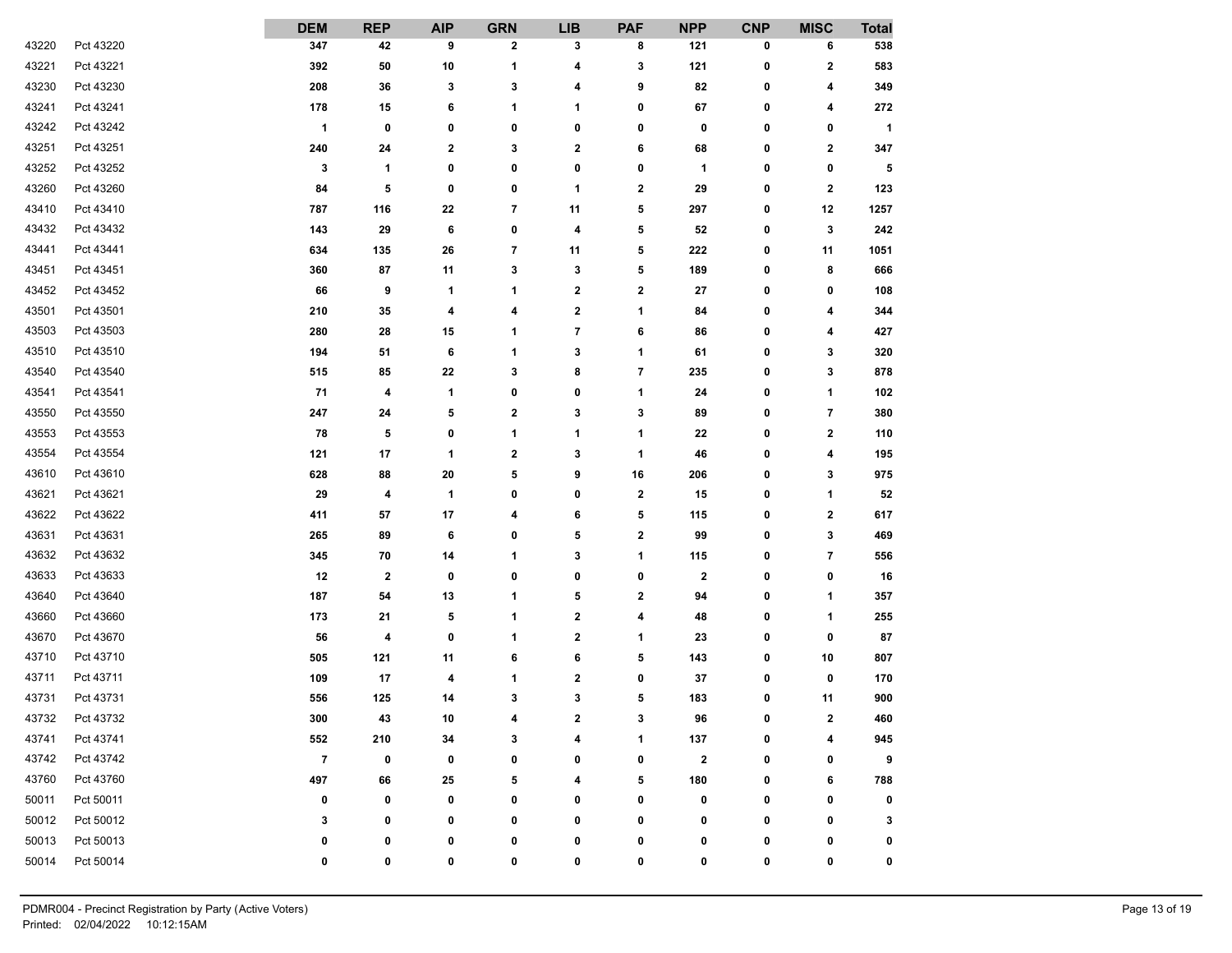| | | DEM | REP | AIP | GRN | LIB | PAF | NPP | CNP | MISC | Total |
|---|---|---|---|---|---|---|---|---|---|---|---|
| 43220 | Pct 43220 | 347 | 42 | 9 | 2 | 3 | 8 | 121 | 0 | 6 | 538 |
| 43221 | Pct 43221 | 392 | 50 | 10 | 1 | 4 | 3 | 121 | 0 | 2 | 583 |
| 43230 | Pct 43230 | 208 | 36 | 3 | 3 | 4 | 9 | 82 | 0 | 4 | 349 |
| 43241 | Pct 43241 | 178 | 15 | 6 | 1 | 1 | 0 | 67 | 0 | 4 | 272 |
| 43242 | Pct 43242 | 1 | 0 | 0 | 0 | 0 | 0 | 0 | 0 | 0 | 1 |
| 43251 | Pct 43251 | 240 | 24 | 2 | 3 | 2 | 6 | 68 | 0 | 2 | 347 |
| 43252 | Pct 43252 | 3 | 1 | 0 | 0 | 0 | 0 | 1 | 0 | 0 | 5 |
| 43260 | Pct 43260 | 84 | 5 | 0 | 0 | 1 | 2 | 29 | 0 | 2 | 123 |
| 43410 | Pct 43410 | 787 | 116 | 22 | 7 | 11 | 5 | 297 | 0 | 12 | 1257 |
| 43432 | Pct 43432 | 143 | 29 | 6 | 0 | 4 | 5 | 52 | 0 | 3 | 242 |
| 43441 | Pct 43441 | 634 | 135 | 26 | 7 | 11 | 5 | 222 | 0 | 11 | 1051 |
| 43451 | Pct 43451 | 360 | 87 | 11 | 3 | 3 | 5 | 189 | 0 | 8 | 666 |
| 43452 | Pct 43452 | 66 | 9 | 1 | 1 | 2 | 2 | 27 | 0 | 0 | 108 |
| 43501 | Pct 43501 | 210 | 35 | 4 | 4 | 2 | 1 | 84 | 0 | 4 | 344 |
| 43503 | Pct 43503 | 280 | 28 | 15 | 1 | 7 | 6 | 86 | 0 | 4 | 427 |
| 43510 | Pct 43510 | 194 | 51 | 6 | 1 | 3 | 1 | 61 | 0 | 3 | 320 |
| 43540 | Pct 43540 | 515 | 85 | 22 | 3 | 8 | 7 | 235 | 0 | 3 | 878 |
| 43541 | Pct 43541 | 71 | 4 | 1 | 0 | 0 | 1 | 24 | 0 | 1 | 102 |
| 43550 | Pct 43550 | 247 | 24 | 5 | 2 | 3 | 3 | 89 | 0 | 7 | 380 |
| 43553 | Pct 43553 | 78 | 5 | 0 | 1 | 1 | 1 | 22 | 0 | 2 | 110 |
| 43554 | Pct 43554 | 121 | 17 | 1 | 2 | 3 | 1 | 46 | 0 | 4 | 195 |
| 43610 | Pct 43610 | 628 | 88 | 20 | 5 | 9 | 16 | 206 | 0 | 3 | 975 |
| 43621 | Pct 43621 | 29 | 4 | 1 | 0 | 0 | 2 | 15 | 0 | 1 | 52 |
| 43622 | Pct 43622 | 411 | 57 | 17 | 4 | 6 | 5 | 115 | 0 | 2 | 617 |
| 43631 | Pct 43631 | 265 | 89 | 6 | 0 | 5 | 2 | 99 | 0 | 3 | 469 |
| 43632 | Pct 43632 | 345 | 70 | 14 | 1 | 3 | 1 | 115 | 0 | 7 | 556 |
| 43633 | Pct 43633 | 12 | 2 | 0 | 0 | 0 | 0 | 2 | 0 | 0 | 16 |
| 43640 | Pct 43640 | 187 | 54 | 13 | 1 | 5 | 2 | 94 | 0 | 1 | 357 |
| 43660 | Pct 43660 | 173 | 21 | 5 | 1 | 2 | 4 | 48 | 0 | 1 | 255 |
| 43670 | Pct 43670 | 56 | 4 | 0 | 1 | 2 | 1 | 23 | 0 | 0 | 87 |
| 43710 | Pct 43710 | 505 | 121 | 11 | 6 | 6 | 5 | 143 | 0 | 10 | 807 |
| 43711 | Pct 43711 | 109 | 17 | 4 | 1 | 2 | 0 | 37 | 0 | 0 | 170 |
| 43731 | Pct 43731 | 556 | 125 | 14 | 3 | 3 | 5 | 183 | 0 | 11 | 900 |
| 43732 | Pct 43732 | 300 | 43 | 10 | 4 | 2 | 3 | 96 | 0 | 2 | 460 |
| 43741 | Pct 43741 | 552 | 210 | 34 | 3 | 4 | 1 | 137 | 0 | 4 | 945 |
| 43742 | Pct 43742 | 7 | 0 | 0 | 0 | 0 | 0 | 2 | 0 | 0 | 9 |
| 43760 | Pct 43760 | 497 | 66 | 25 | 5 | 4 | 5 | 180 | 0 | 6 | 788 |
| 50011 | Pct 50011 | 0 | 0 | 0 | 0 | 0 | 0 | 0 | 0 | 0 | 0 |
| 50012 | Pct 50012 | 3 | 0 | 0 | 0 | 0 | 0 | 0 | 0 | 0 | 3 |
| 50013 | Pct 50013 | 0 | 0 | 0 | 0 | 0 | 0 | 0 | 0 | 0 | 0 |
| 50014 | Pct 50014 | 0 | 0 | 0 | 0 | 0 | 0 | 0 | 0 | 0 | 0 |

PDMR004 - Precinct Registration by Party (Active Voters)
Printed: 02/04/2022 10:12:15AM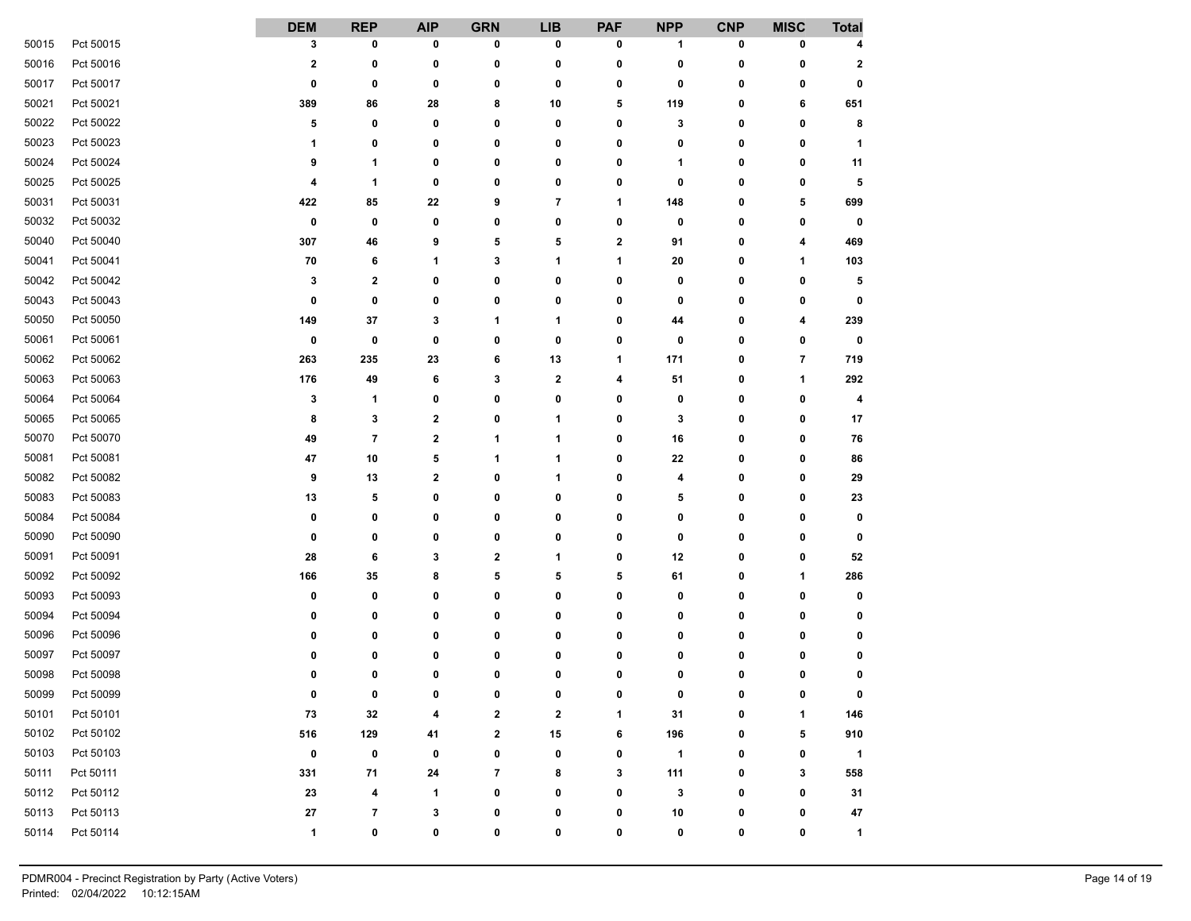| | | DEM | REP | AIP | GRN | LIB | PAF | NPP | CNP | MISC | Total |
|---|---|---|---|---|---|---|---|---|---|---|---|
| 50015 | Pct 50015 | 3 | 0 | 0 | 0 | 0 | 0 | 1 | 0 | 0 | 4 |
| 50016 | Pct 50016 | 2 | 0 | 0 | 0 | 0 | 0 | 0 | 0 | 0 | 2 |
| 50017 | Pct 50017 | 0 | 0 | 0 | 0 | 0 | 0 | 0 | 0 | 0 | 0 |
| 50021 | Pct 50021 | 389 | 86 | 28 | 8 | 10 | 5 | 119 | 0 | 6 | 651 |
| 50022 | Pct 50022 | 5 | 0 | 0 | 0 | 0 | 0 | 3 | 0 | 0 | 8 |
| 50023 | Pct 50023 | 1 | 0 | 0 | 0 | 0 | 0 | 0 | 0 | 0 | 1 |
| 50024 | Pct 50024 | 9 | 1 | 0 | 0 | 0 | 0 | 1 | 0 | 0 | 11 |
| 50025 | Pct 50025 | 4 | 1 | 0 | 0 | 0 | 0 | 0 | 0 | 0 | 5 |
| 50031 | Pct 50031 | 422 | 85 | 22 | 9 | 7 | 1 | 148 | 0 | 5 | 699 |
| 50032 | Pct 50032 | 0 | 0 | 0 | 0 | 0 | 0 | 0 | 0 | 0 | 0 |
| 50040 | Pct 50040 | 307 | 46 | 9 | 5 | 5 | 2 | 91 | 0 | 4 | 469 |
| 50041 | Pct 50041 | 70 | 6 | 1 | 3 | 1 | 1 | 20 | 0 | 1 | 103 |
| 50042 | Pct 50042 | 3 | 2 | 0 | 0 | 0 | 0 | 0 | 0 | 0 | 5 |
| 50043 | Pct 50043 | 0 | 0 | 0 | 0 | 0 | 0 | 0 | 0 | 0 | 0 |
| 50050 | Pct 50050 | 149 | 37 | 3 | 1 | 1 | 0 | 44 | 0 | 4 | 239 |
| 50061 | Pct 50061 | 0 | 0 | 0 | 0 | 0 | 0 | 0 | 0 | 0 | 0 |
| 50062 | Pct 50062 | 263 | 235 | 23 | 6 | 13 | 1 | 171 | 0 | 7 | 719 |
| 50063 | Pct 50063 | 176 | 49 | 6 | 3 | 2 | 4 | 51 | 0 | 1 | 292 |
| 50064 | Pct 50064 | 3 | 1 | 0 | 0 | 0 | 0 | 0 | 0 | 0 | 4 |
| 50065 | Pct 50065 | 8 | 3 | 2 | 0 | 1 | 0 | 3 | 0 | 0 | 17 |
| 50070 | Pct 50070 | 49 | 7 | 2 | 1 | 1 | 0 | 16 | 0 | 0 | 76 |
| 50081 | Pct 50081 | 47 | 10 | 5 | 1 | 1 | 0 | 22 | 0 | 0 | 86 |
| 50082 | Pct 50082 | 9 | 13 | 2 | 0 | 1 | 0 | 4 | 0 | 0 | 29 |
| 50083 | Pct 50083 | 13 | 5 | 0 | 0 | 0 | 0 | 5 | 0 | 0 | 23 |
| 50084 | Pct 50084 | 0 | 0 | 0 | 0 | 0 | 0 | 0 | 0 | 0 | 0 |
| 50090 | Pct 50090 | 0 | 0 | 0 | 0 | 0 | 0 | 0 | 0 | 0 | 0 |
| 50091 | Pct 50091 | 28 | 6 | 3 | 2 | 1 | 0 | 12 | 0 | 0 | 52 |
| 50092 | Pct 50092 | 166 | 35 | 8 | 5 | 5 | 5 | 61 | 0 | 1 | 286 |
| 50093 | Pct 50093 | 0 | 0 | 0 | 0 | 0 | 0 | 0 | 0 | 0 | 0 |
| 50094 | Pct 50094 | 0 | 0 | 0 | 0 | 0 | 0 | 0 | 0 | 0 | 0 |
| 50096 | Pct 50096 | 0 | 0 | 0 | 0 | 0 | 0 | 0 | 0 | 0 | 0 |
| 50097 | Pct 50097 | 0 | 0 | 0 | 0 | 0 | 0 | 0 | 0 | 0 | 0 |
| 50098 | Pct 50098 | 0 | 0 | 0 | 0 | 0 | 0 | 0 | 0 | 0 | 0 |
| 50099 | Pct 50099 | 0 | 0 | 0 | 0 | 0 | 0 | 0 | 0 | 0 | 0 |
| 50101 | Pct 50101 | 73 | 32 | 4 | 2 | 2 | 1 | 31 | 0 | 1 | 146 |
| 50102 | Pct 50102 | 516 | 129 | 41 | 2 | 15 | 6 | 196 | 0 | 5 | 910 |
| 50103 | Pct 50103 | 0 | 0 | 0 | 0 | 0 | 0 | 1 | 0 | 0 | 1 |
| 50111 | Pct 50111 | 331 | 71 | 24 | 7 | 8 | 3 | 111 | 0 | 3 | 558 |
| 50112 | Pct 50112 | 23 | 4 | 1 | 0 | 0 | 0 | 3 | 0 | 0 | 31 |
| 50113 | Pct 50113 | 27 | 7 | 3 | 0 | 0 | 0 | 10 | 0 | 0 | 47 |
| 50114 | Pct 50114 | 1 | 0 | 0 | 0 | 0 | 0 | 0 | 0 | 0 | 1 |

PDMR004 - Precinct Registration by Party (Active Voters)
Printed: 02/04/2022 10:12:15AM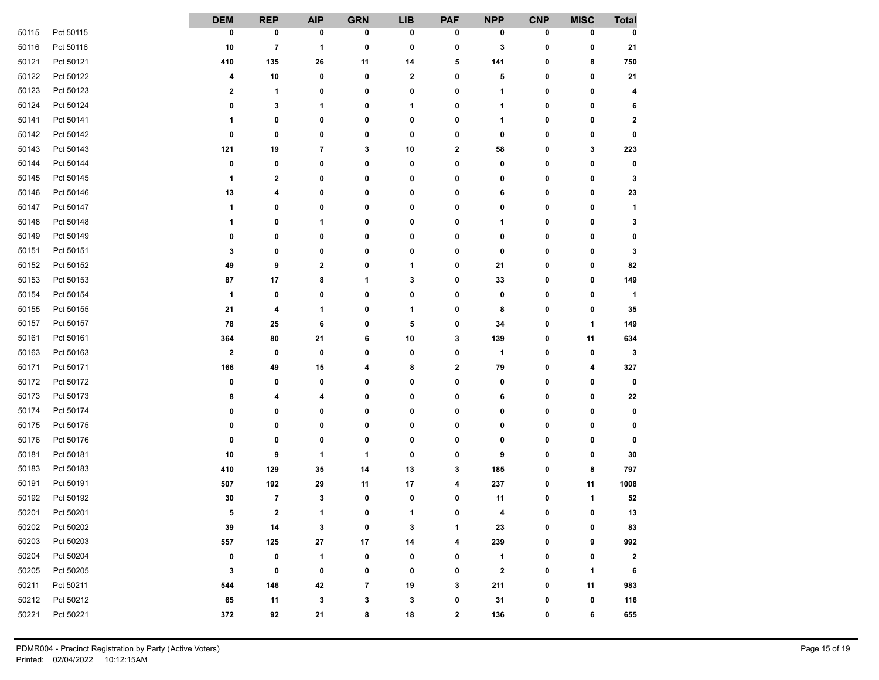| | | DEM | REP | AIP | GRN | LIB | PAF | NPP | CNP | MISC | Total |
|---|---|---|---|---|---|---|---|---|---|---|---|
| 50115 | Pct 50115 | 0 | 0 | 0 | 0 | 0 | 0 | 0 | 0 | 0 | 0 |
| 50116 | Pct 50116 | 10 | 7 | 1 | 0 | 0 | 0 | 3 | 0 | 0 | 21 |
| 50121 | Pct 50121 | 410 | 135 | 26 | 11 | 14 | 5 | 141 | 0 | 8 | 750 |
| 50122 | Pct 50122 | 4 | 10 | 0 | 0 | 2 | 0 | 5 | 0 | 0 | 21 |
| 50123 | Pct 50123 | 2 | 1 | 0 | 0 | 0 | 0 | 1 | 0 | 0 | 4 |
| 50124 | Pct 50124 | 0 | 3 | 1 | 0 | 1 | 0 | 1 | 0 | 0 | 6 |
| 50141 | Pct 50141 | 1 | 0 | 0 | 0 | 0 | 0 | 1 | 0 | 0 | 2 |
| 50142 | Pct 50142 | 0 | 0 | 0 | 0 | 0 | 0 | 0 | 0 | 0 | 0 |
| 50143 | Pct 50143 | 121 | 19 | 7 | 3 | 10 | 2 | 58 | 0 | 3 | 223 |
| 50144 | Pct 50144 | 0 | 0 | 0 | 0 | 0 | 0 | 0 | 0 | 0 | 0 |
| 50145 | Pct 50145 | 1 | 2 | 0 | 0 | 0 | 0 | 0 | 0 | 0 | 3 |
| 50146 | Pct 50146 | 13 | 4 | 0 | 0 | 0 | 0 | 6 | 0 | 0 | 23 |
| 50147 | Pct 50147 | 1 | 0 | 0 | 0 | 0 | 0 | 0 | 0 | 0 | 1 |
| 50148 | Pct 50148 | 1 | 0 | 1 | 0 | 0 | 0 | 1 | 0 | 0 | 3 |
| 50149 | Pct 50149 | 0 | 0 | 0 | 0 | 0 | 0 | 0 | 0 | 0 | 0 |
| 50151 | Pct 50151 | 3 | 0 | 0 | 0 | 0 | 0 | 0 | 0 | 0 | 3 |
| 50152 | Pct 50152 | 49 | 9 | 2 | 0 | 1 | 0 | 21 | 0 | 0 | 82 |
| 50153 | Pct 50153 | 87 | 17 | 8 | 1 | 3 | 0 | 33 | 0 | 0 | 149 |
| 50154 | Pct 50154 | 1 | 0 | 0 | 0 | 0 | 0 | 0 | 0 | 0 | 1 |
| 50155 | Pct 50155 | 21 | 4 | 1 | 0 | 1 | 0 | 8 | 0 | 0 | 35 |
| 50157 | Pct 50157 | 78 | 25 | 6 | 0 | 5 | 0 | 34 | 0 | 1 | 149 |
| 50161 | Pct 50161 | 364 | 80 | 21 | 6 | 10 | 3 | 139 | 0 | 11 | 634 |
| 50163 | Pct 50163 | 2 | 0 | 0 | 0 | 0 | 0 | 1 | 0 | 0 | 3 |
| 50171 | Pct 50171 | 166 | 49 | 15 | 4 | 8 | 2 | 79 | 0 | 4 | 327 |
| 50172 | Pct 50172 | 0 | 0 | 0 | 0 | 0 | 0 | 0 | 0 | 0 | 0 |
| 50173 | Pct 50173 | 8 | 4 | 4 | 0 | 0 | 0 | 6 | 0 | 0 | 22 |
| 50174 | Pct 50174 | 0 | 0 | 0 | 0 | 0 | 0 | 0 | 0 | 0 | 0 |
| 50175 | Pct 50175 | 0 | 0 | 0 | 0 | 0 | 0 | 0 | 0 | 0 | 0 |
| 50176 | Pct 50176 | 0 | 0 | 0 | 0 | 0 | 0 | 0 | 0 | 0 | 0 |
| 50181 | Pct 50181 | 10 | 9 | 1 | 1 | 0 | 0 | 9 | 0 | 0 | 30 |
| 50183 | Pct 50183 | 410 | 129 | 35 | 14 | 13 | 3 | 185 | 0 | 8 | 797 |
| 50191 | Pct 50191 | 507 | 192 | 29 | 11 | 17 | 4 | 237 | 0 | 11 | 1008 |
| 50192 | Pct 50192 | 30 | 7 | 3 | 0 | 0 | 0 | 11 | 0 | 1 | 52 |
| 50201 | Pct 50201 | 5 | 2 | 1 | 0 | 1 | 0 | 4 | 0 | 0 | 13 |
| 50202 | Pct 50202 | 39 | 14 | 3 | 0 | 3 | 1 | 23 | 0 | 0 | 83 |
| 50203 | Pct 50203 | 557 | 125 | 27 | 17 | 14 | 4 | 239 | 0 | 9 | 992 |
| 50204 | Pct 50204 | 0 | 0 | 1 | 0 | 0 | 0 | 1 | 0 | 0 | 2 |
| 50205 | Pct 50205 | 3 | 0 | 0 | 0 | 0 | 0 | 2 | 0 | 1 | 6 |
| 50211 | Pct 50211 | 544 | 146 | 42 | 7 | 19 | 3 | 211 | 0 | 11 | 983 |
| 50212 | Pct 50212 | 65 | 11 | 3 | 3 | 3 | 0 | 31 | 0 | 0 | 116 |
| 50221 | Pct 50221 | 372 | 92 | 21 | 8 | 18 | 2 | 136 | 0 | 6 | 655 |

PDMR004 - Precinct Registration by Party (Active Voters)
Printed: 02/04/2022 10:12:15AM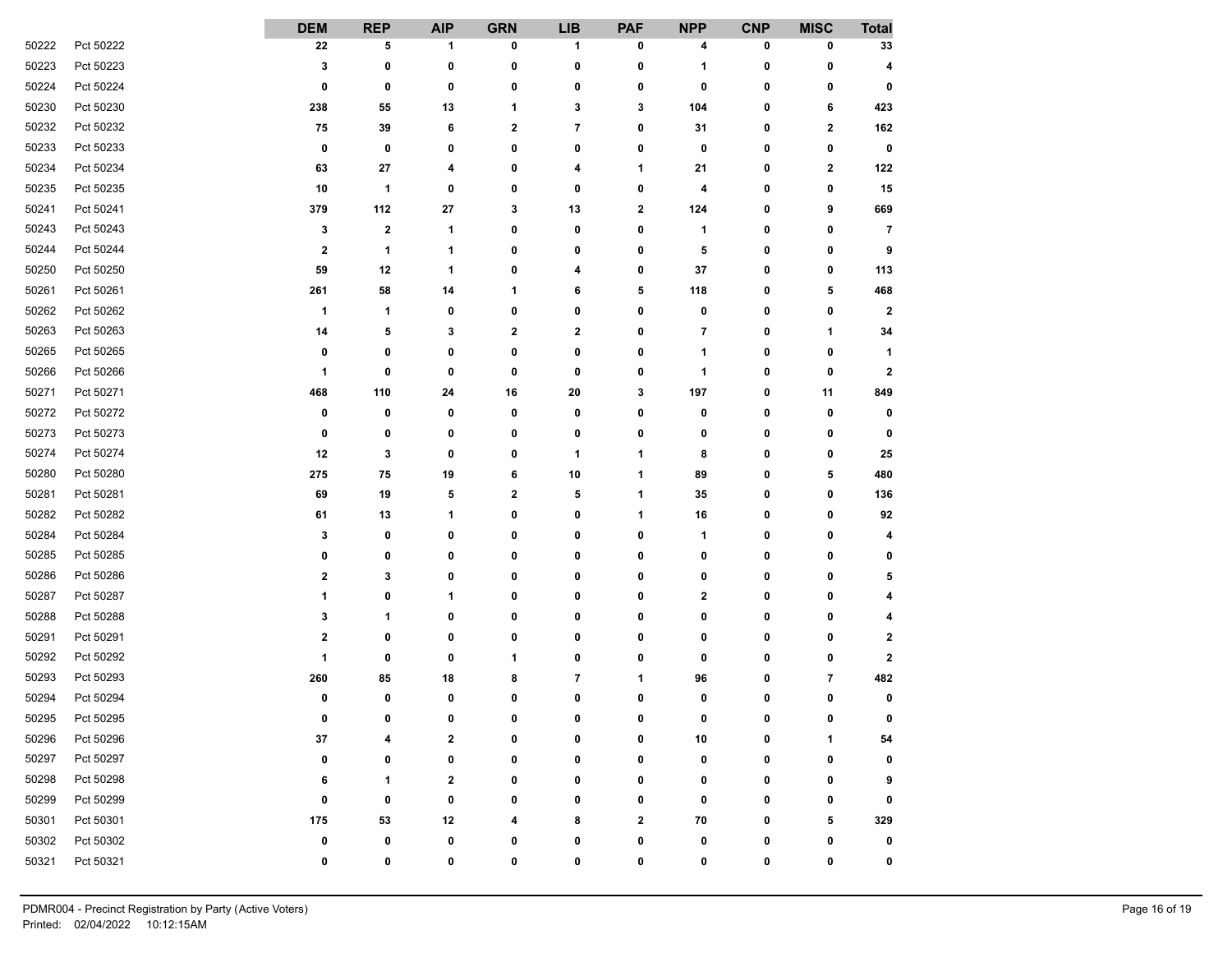| | | DEM | REP | AIP | GRN | LIB | PAF | NPP | CNP | MISC | Total |
|---|---|---|---|---|---|---|---|---|---|---|---|
| 50222 | Pct 50222 | 22 | 5 | 1 | 0 | 1 | 0 | 4 | 0 | 0 | 33 |
| 50223 | Pct 50223 | 3 | 0 | 0 | 0 | 0 | 0 | 1 | 0 | 0 | 4 |
| 50224 | Pct 50224 | 0 | 0 | 0 | 0 | 0 | 0 | 0 | 0 | 0 | 0 |
| 50230 | Pct 50230 | 238 | 55 | 13 | 1 | 3 | 3 | 104 | 0 | 6 | 423 |
| 50232 | Pct 50232 | 75 | 39 | 6 | 2 | 7 | 0 | 31 | 0 | 2 | 162 |
| 50233 | Pct 50233 | 0 | 0 | 0 | 0 | 0 | 0 | 0 | 0 | 0 | 0 |
| 50234 | Pct 50234 | 63 | 27 | 4 | 0 | 4 | 1 | 21 | 0 | 2 | 122 |
| 50235 | Pct 50235 | 10 | 1 | 0 | 0 | 0 | 0 | 4 | 0 | 0 | 15 |
| 50241 | Pct 50241 | 379 | 112 | 27 | 3 | 13 | 2 | 124 | 0 | 9 | 669 |
| 50243 | Pct 50243 | 3 | 2 | 1 | 0 | 0 | 0 | 1 | 0 | 0 | 7 |
| 50244 | Pct 50244 | 2 | 1 | 1 | 0 | 0 | 0 | 5 | 0 | 0 | 9 |
| 50250 | Pct 50250 | 59 | 12 | 1 | 0 | 4 | 0 | 37 | 0 | 0 | 113 |
| 50261 | Pct 50261 | 261 | 58 | 14 | 1 | 6 | 5 | 118 | 0 | 5 | 468 |
| 50262 | Pct 50262 | 1 | 1 | 0 | 0 | 0 | 0 | 0 | 0 | 0 | 2 |
| 50263 | Pct 50263 | 14 | 5 | 3 | 2 | 2 | 0 | 7 | 0 | 1 | 34 |
| 50265 | Pct 50265 | 0 | 0 | 0 | 0 | 0 | 0 | 1 | 0 | 0 | 1 |
| 50266 | Pct 50266 | 1 | 0 | 0 | 0 | 0 | 0 | 1 | 0 | 0 | 2 |
| 50271 | Pct 50271 | 468 | 110 | 24 | 16 | 20 | 3 | 197 | 0 | 11 | 849 |
| 50272 | Pct 50272 | 0 | 0 | 0 | 0 | 0 | 0 | 0 | 0 | 0 | 0 |
| 50273 | Pct 50273 | 0 | 0 | 0 | 0 | 0 | 0 | 0 | 0 | 0 | 0 |
| 50274 | Pct 50274 | 12 | 3 | 0 | 0 | 1 | 1 | 8 | 0 | 0 | 25 |
| 50280 | Pct 50280 | 275 | 75 | 19 | 6 | 10 | 1 | 89 | 0 | 5 | 480 |
| 50281 | Pct 50281 | 69 | 19 | 5 | 2 | 5 | 1 | 35 | 0 | 0 | 136 |
| 50282 | Pct 50282 | 61 | 13 | 1 | 0 | 0 | 1 | 16 | 0 | 0 | 92 |
| 50284 | Pct 50284 | 3 | 0 | 0 | 0 | 0 | 0 | 1 | 0 | 0 | 4 |
| 50285 | Pct 50285 | 0 | 0 | 0 | 0 | 0 | 0 | 0 | 0 | 0 | 0 |
| 50286 | Pct 50286 | 2 | 3 | 0 | 0 | 0 | 0 | 0 | 0 | 0 | 5 |
| 50287 | Pct 50287 | 1 | 0 | 1 | 0 | 0 | 0 | 2 | 0 | 0 | 4 |
| 50288 | Pct 50288 | 3 | 1 | 0 | 0 | 0 | 0 | 0 | 0 | 0 | 4 |
| 50291 | Pct 50291 | 2 | 0 | 0 | 0 | 0 | 0 | 0 | 0 | 0 | 2 |
| 50292 | Pct 50292 | 1 | 0 | 0 | 1 | 0 | 0 | 0 | 0 | 0 | 2 |
| 50293 | Pct 50293 | 260 | 85 | 18 | 8 | 7 | 1 | 96 | 0 | 7 | 482 |
| 50294 | Pct 50294 | 0 | 0 | 0 | 0 | 0 | 0 | 0 | 0 | 0 | 0 |
| 50295 | Pct 50295 | 0 | 0 | 0 | 0 | 0 | 0 | 0 | 0 | 0 | 0 |
| 50296 | Pct 50296 | 37 | 4 | 2 | 0 | 0 | 0 | 10 | 0 | 1 | 54 |
| 50297 | Pct 50297 | 0 | 0 | 0 | 0 | 0 | 0 | 0 | 0 | 0 | 0 |
| 50298 | Pct 50298 | 6 | 1 | 2 | 0 | 0 | 0 | 0 | 0 | 0 | 9 |
| 50299 | Pct 50299 | 0 | 0 | 0 | 0 | 0 | 0 | 0 | 0 | 0 | 0 |
| 50301 | Pct 50301 | 175 | 53 | 12 | 4 | 8 | 2 | 70 | 0 | 5 | 329 |
| 50302 | Pct 50302 | 0 | 0 | 0 | 0 | 0 | 0 | 0 | 0 | 0 | 0 |
| 50321 | Pct 50321 | 0 | 0 | 0 | 0 | 0 | 0 | 0 | 0 | 0 | 0 |

PDMR004 - Precinct Registration by Party (Active Voters)
Printed: 02/04/2022 10:12:15AM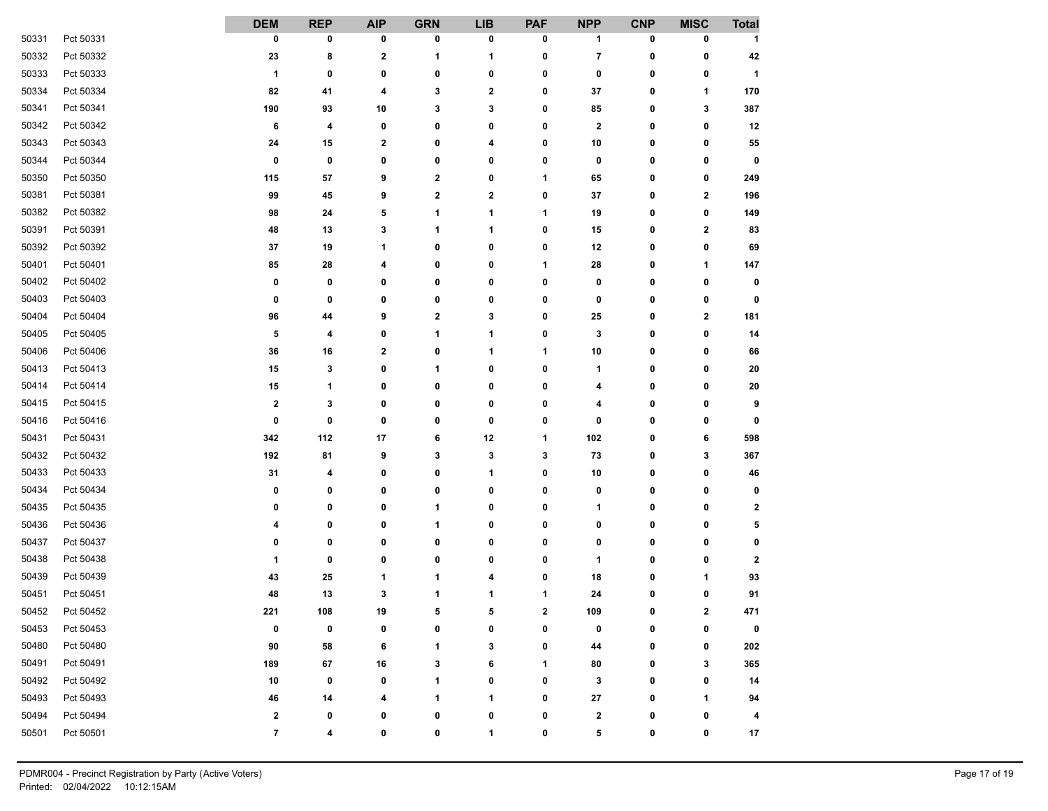| | | DEM | REP | AIP | GRN | LIB | PAF | NPP | CNP | MISC | Total |
|---|---|---|---|---|---|---|---|---|---|---|---|
| 50331 | Pct 50331 | 0 | 0 | 0 | 0 | 0 | 0 | 1 | 0 | 0 | 1 |
| 50332 | Pct 50332 | 23 | 8 | 2 | 1 | 1 | 0 | 7 | 0 | 0 | 42 |
| 50333 | Pct 50333 | 1 | 0 | 0 | 0 | 0 | 0 | 0 | 0 | 0 | 1 |
| 50334 | Pct 50334 | 82 | 41 | 4 | 3 | 2 | 0 | 37 | 0 | 1 | 170 |
| 50341 | Pct 50341 | 190 | 93 | 10 | 3 | 3 | 0 | 85 | 0 | 3 | 387 |
| 50342 | Pct 50342 | 6 | 4 | 0 | 0 | 0 | 0 | 2 | 0 | 0 | 12 |
| 50343 | Pct 50343 | 24 | 15 | 2 | 0 | 4 | 0 | 10 | 0 | 0 | 55 |
| 50344 | Pct 50344 | 0 | 0 | 0 | 0 | 0 | 0 | 0 | 0 | 0 | 0 |
| 50350 | Pct 50350 | 115 | 57 | 9 | 2 | 0 | 1 | 65 | 0 | 0 | 249 |
| 50381 | Pct 50381 | 99 | 45 | 9 | 2 | 2 | 0 | 37 | 0 | 2 | 196 |
| 50382 | Pct 50382 | 98 | 24 | 5 | 1 | 1 | 1 | 19 | 0 | 0 | 149 |
| 50391 | Pct 50391 | 48 | 13 | 3 | 1 | 1 | 0 | 15 | 0 | 2 | 83 |
| 50392 | Pct 50392 | 37 | 19 | 1 | 0 | 0 | 0 | 12 | 0 | 0 | 69 |
| 50401 | Pct 50401 | 85 | 28 | 4 | 0 | 0 | 1 | 28 | 0 | 1 | 147 |
| 50402 | Pct 50402 | 0 | 0 | 0 | 0 | 0 | 0 | 0 | 0 | 0 | 0 |
| 50403 | Pct 50403 | 0 | 0 | 0 | 0 | 0 | 0 | 0 | 0 | 0 | 0 |
| 50404 | Pct 50404 | 96 | 44 | 9 | 2 | 3 | 0 | 25 | 0 | 2 | 181 |
| 50405 | Pct 50405 | 5 | 4 | 0 | 1 | 1 | 0 | 3 | 0 | 0 | 14 |
| 50406 | Pct 50406 | 36 | 16 | 2 | 0 | 1 | 1 | 10 | 0 | 0 | 66 |
| 50413 | Pct 50413 | 15 | 3 | 0 | 1 | 0 | 0 | 1 | 0 | 0 | 20 |
| 50414 | Pct 50414 | 15 | 1 | 0 | 0 | 0 | 0 | 4 | 0 | 0 | 20 |
| 50415 | Pct 50415 | 2 | 3 | 0 | 0 | 0 | 0 | 4 | 0 | 0 | 9 |
| 50416 | Pct 50416 | 0 | 0 | 0 | 0 | 0 | 0 | 0 | 0 | 0 | 0 |
| 50431 | Pct 50431 | 342 | 112 | 17 | 6 | 12 | 1 | 102 | 0 | 6 | 598 |
| 50432 | Pct 50432 | 192 | 81 | 9 | 3 | 3 | 3 | 73 | 0 | 3 | 367 |
| 50433 | Pct 50433 | 31 | 4 | 0 | 0 | 1 | 0 | 10 | 0 | 0 | 46 |
| 50434 | Pct 50434 | 0 | 0 | 0 | 0 | 0 | 0 | 0 | 0 | 0 | 0 |
| 50435 | Pct 50435 | 0 | 0 | 0 | 1 | 0 | 0 | 1 | 0 | 0 | 2 |
| 50436 | Pct 50436 | 4 | 0 | 0 | 1 | 0 | 0 | 0 | 0 | 0 | 5 |
| 50437 | Pct 50437 | 0 | 0 | 0 | 0 | 0 | 0 | 0 | 0 | 0 | 0 |
| 50438 | Pct 50438 | 1 | 0 | 0 | 0 | 0 | 0 | 1 | 0 | 0 | 2 |
| 50439 | Pct 50439 | 43 | 25 | 1 | 1 | 4 | 0 | 18 | 0 | 1 | 93 |
| 50451 | Pct 50451 | 48 | 13 | 3 | 1 | 1 | 1 | 24 | 0 | 0 | 91 |
| 50452 | Pct 50452 | 221 | 108 | 19 | 5 | 5 | 2 | 109 | 0 | 2 | 471 |
| 50453 | Pct 50453 | 0 | 0 | 0 | 0 | 0 | 0 | 0 | 0 | 0 | 0 |
| 50480 | Pct 50480 | 90 | 58 | 6 | 1 | 3 | 0 | 44 | 0 | 0 | 202 |
| 50491 | Pct 50491 | 189 | 67 | 16 | 3 | 6 | 1 | 80 | 0 | 3 | 365 |
| 50492 | Pct 50492 | 10 | 0 | 0 | 1 | 0 | 0 | 3 | 0 | 0 | 14 |
| 50493 | Pct 50493 | 46 | 14 | 4 | 1 | 1 | 0 | 27 | 0 | 1 | 94 |
| 50494 | Pct 50494 | 2 | 0 | 0 | 0 | 0 | 0 | 2 | 0 | 0 | 4 |
| 50501 | Pct 50501 | 7 | 4 | 0 | 0 | 1 | 0 | 5 | 0 | 0 | 17 |

PDMR004 - Precinct Registration by Party (Active Voters)
Printed: 02/04/2022 10:12:15AM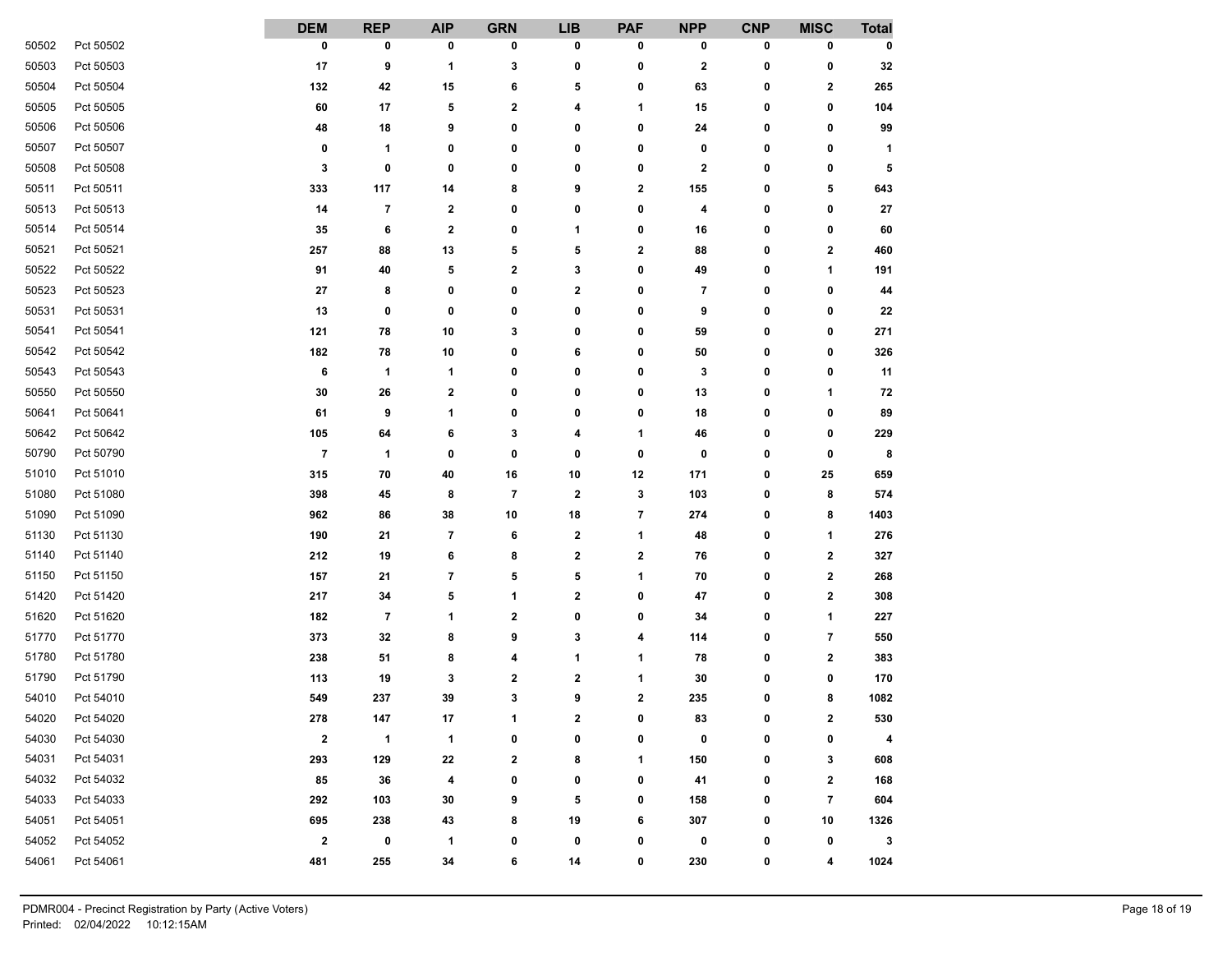| | | DEM | REP | AIP | GRN | LIB | PAF | NPP | CNP | MISC | Total |
|---|---|---|---|---|---|---|---|---|---|---|---|
| 50502 | Pct 50502 | 0 | 0 | 0 | 0 | 0 | 0 | 0 | 0 | 0 | 0 |
| 50503 | Pct 50503 | 17 | 9 | 1 | 3 | 0 | 0 | 2 | 0 | 0 | 32 |
| 50504 | Pct 50504 | 132 | 42 | 15 | 6 | 5 | 0 | 63 | 0 | 2 | 265 |
| 50505 | Pct 50505 | 60 | 17 | 5 | 2 | 4 | 1 | 15 | 0 | 0 | 104 |
| 50506 | Pct 50506 | 48 | 18 | 9 | 0 | 0 | 0 | 24 | 0 | 0 | 99 |
| 50507 | Pct 50507 | 0 | 1 | 0 | 0 | 0 | 0 | 0 | 0 | 0 | 1 |
| 50508 | Pct 50508 | 3 | 0 | 0 | 0 | 0 | 0 | 2 | 0 | 0 | 5 |
| 50511 | Pct 50511 | 333 | 117 | 14 | 8 | 9 | 2 | 155 | 0 | 5 | 643 |
| 50513 | Pct 50513 | 14 | 7 | 2 | 0 | 0 | 0 | 4 | 0 | 0 | 27 |
| 50514 | Pct 50514 | 35 | 6 | 2 | 0 | 1 | 0 | 16 | 0 | 0 | 60 |
| 50521 | Pct 50521 | 257 | 88 | 13 | 5 | 5 | 2 | 88 | 0 | 2 | 460 |
| 50522 | Pct 50522 | 91 | 40 | 5 | 2 | 3 | 0 | 49 | 0 | 1 | 191 |
| 50523 | Pct 50523 | 27 | 8 | 0 | 0 | 2 | 0 | 7 | 0 | 0 | 44 |
| 50531 | Pct 50531 | 13 | 0 | 0 | 0 | 0 | 0 | 9 | 0 | 0 | 22 |
| 50541 | Pct 50541 | 121 | 78 | 10 | 3 | 0 | 0 | 59 | 0 | 0 | 271 |
| 50542 | Pct 50542 | 182 | 78 | 10 | 0 | 6 | 0 | 50 | 0 | 0 | 326 |
| 50543 | Pct 50543 | 6 | 1 | 1 | 0 | 0 | 0 | 3 | 0 | 0 | 11 |
| 50550 | Pct 50550 | 30 | 26 | 2 | 0 | 0 | 0 | 13 | 0 | 1 | 72 |
| 50641 | Pct 50641 | 61 | 9 | 1 | 0 | 0 | 0 | 18 | 0 | 0 | 89 |
| 50642 | Pct 50642 | 105 | 64 | 6 | 3 | 4 | 1 | 46 | 0 | 0 | 229 |
| 50790 | Pct 50790 | 7 | 1 | 0 | 0 | 0 | 0 | 0 | 0 | 0 | 8 |
| 51010 | Pct 51010 | 315 | 70 | 40 | 16 | 10 | 12 | 171 | 0 | 25 | 659 |
| 51080 | Pct 51080 | 398 | 45 | 8 | 7 | 2 | 3 | 103 | 0 | 8 | 574 |
| 51090 | Pct 51090 | 962 | 86 | 38 | 10 | 18 | 7 | 274 | 0 | 8 | 1403 |
| 51130 | Pct 51130 | 190 | 21 | 7 | 6 | 2 | 1 | 48 | 0 | 1 | 276 |
| 51140 | Pct 51140 | 212 | 19 | 6 | 8 | 2 | 2 | 76 | 0 | 2 | 327 |
| 51150 | Pct 51150 | 157 | 21 | 7 | 5 | 5 | 1 | 70 | 0 | 2 | 268 |
| 51420 | Pct 51420 | 217 | 34 | 5 | 1 | 2 | 0 | 47 | 0 | 2 | 308 |
| 51620 | Pct 51620 | 182 | 7 | 1 | 2 | 0 | 0 | 34 | 0 | 1 | 227 |
| 51770 | Pct 51770 | 373 | 32 | 8 | 9 | 3 | 4 | 114 | 0 | 7 | 550 |
| 51780 | Pct 51780 | 238 | 51 | 8 | 4 | 1 | 1 | 78 | 0 | 2 | 383 |
| 51790 | Pct 51790 | 113 | 19 | 3 | 2 | 2 | 1 | 30 | 0 | 0 | 170 |
| 54010 | Pct 54010 | 549 | 237 | 39 | 3 | 9 | 2 | 235 | 0 | 8 | 1082 |
| 54020 | Pct 54020 | 278 | 147 | 17 | 1 | 2 | 0 | 83 | 0 | 2 | 530 |
| 54030 | Pct 54030 | 2 | 1 | 1 | 0 | 0 | 0 | 0 | 0 | 0 | 4 |
| 54031 | Pct 54031 | 293 | 129 | 22 | 2 | 8 | 1 | 150 | 0 | 3 | 608 |
| 54032 | Pct 54032 | 85 | 36 | 4 | 0 | 0 | 0 | 41 | 0 | 2 | 168 |
| 54033 | Pct 54033 | 292 | 103 | 30 | 9 | 5 | 0 | 158 | 0 | 7 | 604 |
| 54051 | Pct 54051 | 695 | 238 | 43 | 8 | 19 | 6 | 307 | 0 | 10 | 1326 |
| 54052 | Pct 54052 | 2 | 0 | 1 | 0 | 0 | 0 | 0 | 0 | 0 | 3 |
| 54061 | Pct 54061 | 481 | 255 | 34 | 6 | 14 | 0 | 230 | 0 | 4 | 1024 |

PDMR004 - Precinct Registration by Party (Active Voters)
Printed: 02/04/2022 10:12:15AM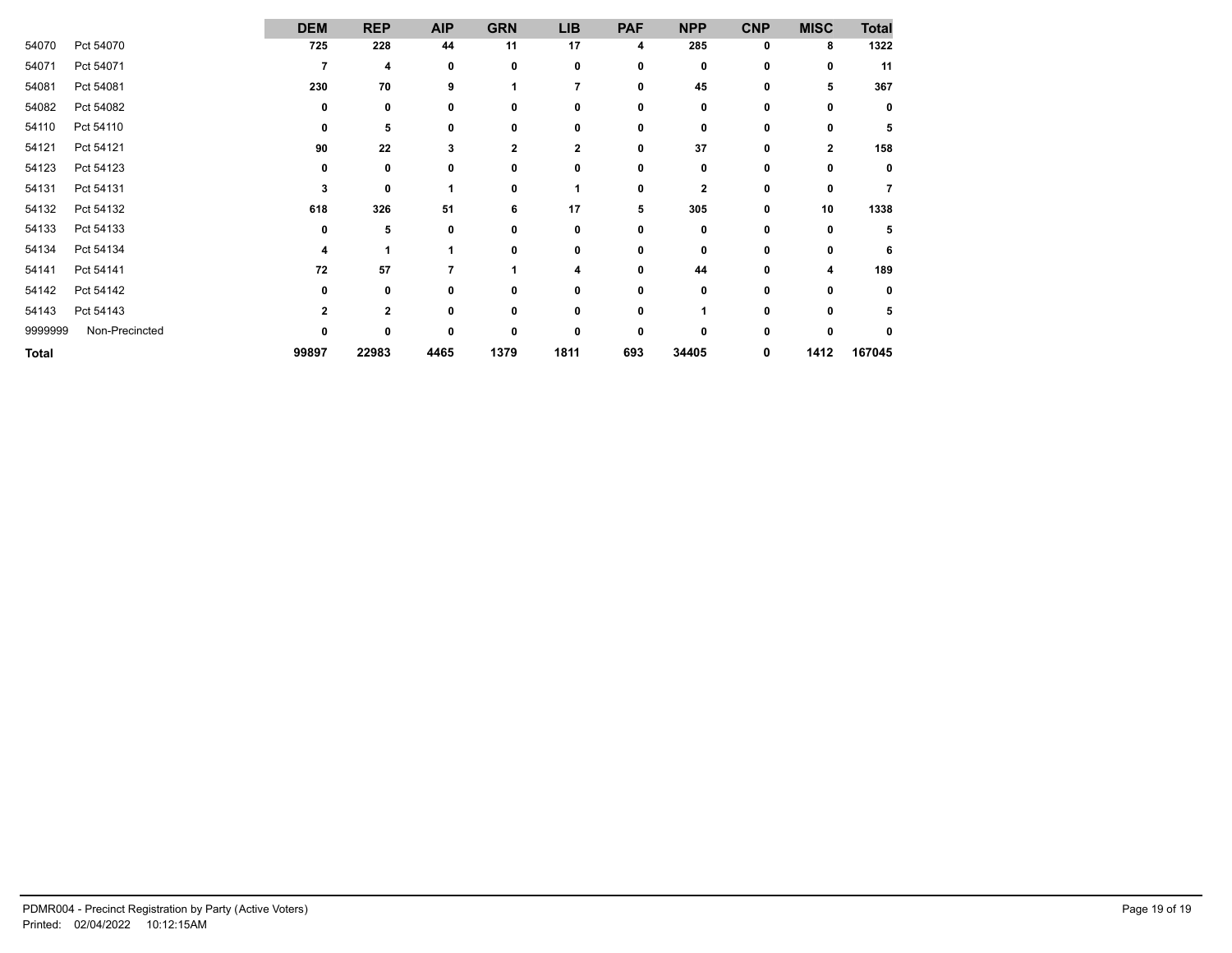| | | DEM | REP | AIP | GRN | LIB | PAF | NPP | CNP | MISC | Total |
|---|---|---|---|---|---|---|---|---|---|---|---|
| 54070 | Pct 54070 | 725 | 228 | 44 | 11 | 17 | 4 | 285 | 0 | 8 | 1322 |
| 54071 | Pct 54071 | 7 | 4 | 0 | 0 | 0 | 0 | 0 | 0 | 0 | 11 |
| 54081 | Pct 54081 | 230 | 70 | 9 | 1 | 7 | 0 | 45 | 0 | 5 | 367 |
| 54082 | Pct 54082 | 0 | 0 | 0 | 0 | 0 | 0 | 0 | 0 | 0 | 0 |
| 54110 | Pct 54110 | 0 | 5 | 0 | 0 | 0 | 0 | 0 | 0 | 0 | 5 |
| 54121 | Pct 54121 | 90 | 22 | 3 | 2 | 2 | 0 | 37 | 0 | 2 | 158 |
| 54123 | Pct 54123 | 0 | 0 | 0 | 0 | 0 | 0 | 0 | 0 | 0 | 0 |
| 54131 | Pct 54131 | 3 | 0 | 1 | 0 | 1 | 0 | 2 | 0 | 0 | 7 |
| 54132 | Pct 54132 | 618 | 326 | 51 | 6 | 17 | 5 | 305 | 0 | 10 | 1338 |
| 54133 | Pct 54133 | 0 | 5 | 0 | 0 | 0 | 0 | 0 | 0 | 0 | 5 |
| 54134 | Pct 54134 | 4 | 1 | 1 | 0 | 0 | 0 | 0 | 0 | 0 | 6 |
| 54141 | Pct 54141 | 72 | 57 | 7 | 1 | 4 | 0 | 44 | 0 | 4 | 189 |
| 54142 | Pct 54142 | 0 | 0 | 0 | 0 | 0 | 0 | 0 | 0 | 0 | 0 |
| 54143 | Pct 54143 | 2 | 2 | 0 | 0 | 0 | 0 | 1 | 0 | 0 | 5 |
| 9999999 | Non-Precincted | 0 | 0 | 0 | 0 | 0 | 0 | 0 | 0 | 0 | 0 |
| **Total** | | 99897 | 22983 | 4465 | 1379 | 1811 | 693 | 34405 | 0 | 1412 | 167045 |

PDMR004 - Precinct Registration by Party (Active Voters)
Printed: 02/04/2022 10:12:15AM